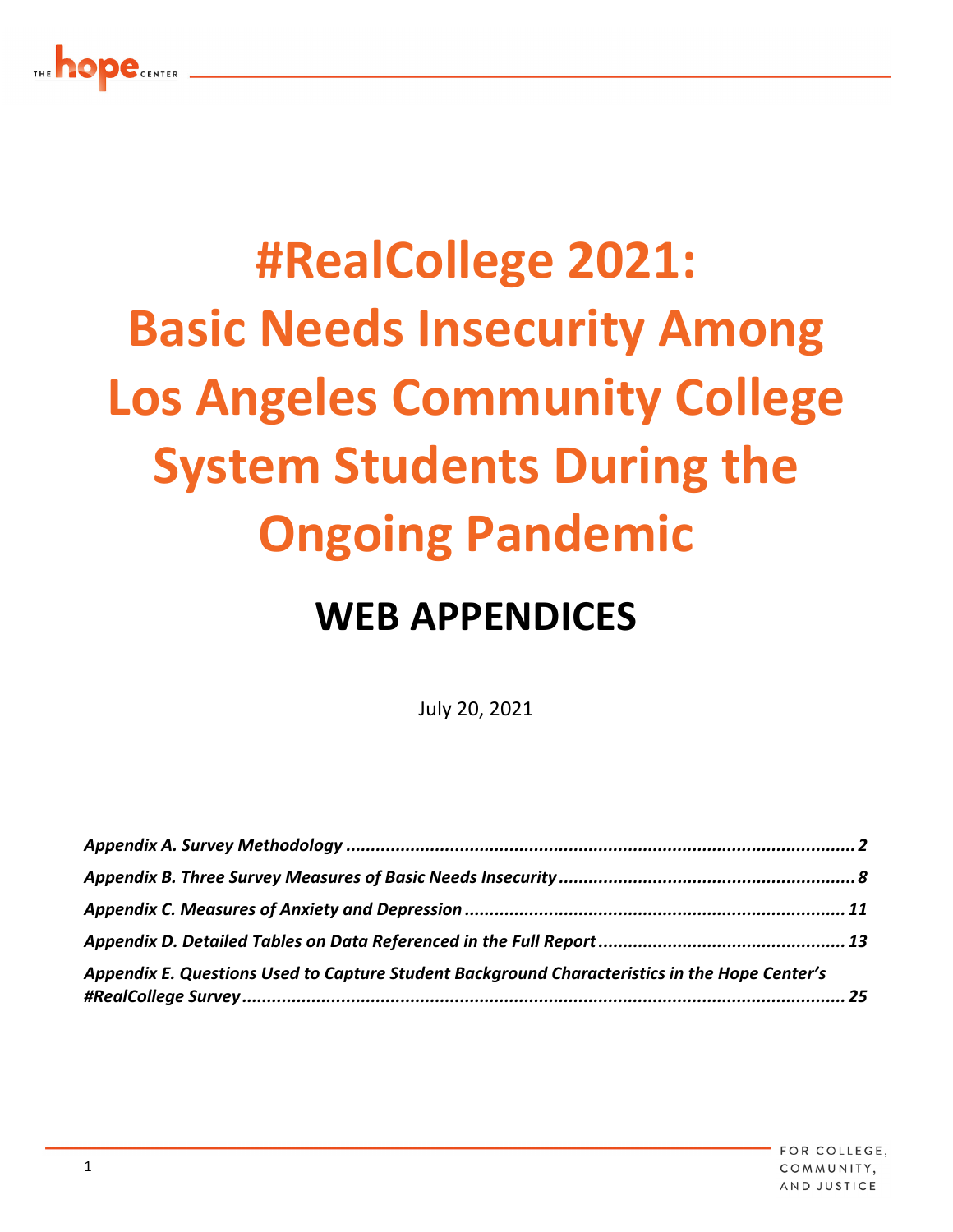# #RealCollege 2021: Basic Needs Insecurity Among Los Angeles Community College System Students During the Ongoing Pandemic

## WEB APPENDICES

July 20, 2021

*Appendix A. Survey Methodology* ........................................................................................ 2
*Appendix B. Three Survey Measures of Basic Needs Insecurity* ........................................................ 8
*Appendix C. Measures of Anxiety and Depression* ........................................................................ 11
*Appendix D. Detailed Tables on Data Referenced in the Full Report* ............................................... 13
*Appendix E. Questions Used to Capture Student Background Characteristics in the Hope Center's #RealCollege Survey* ........................................................................................................ 25

FOR COLLEGE, COMMUNITY, AND JUSTICE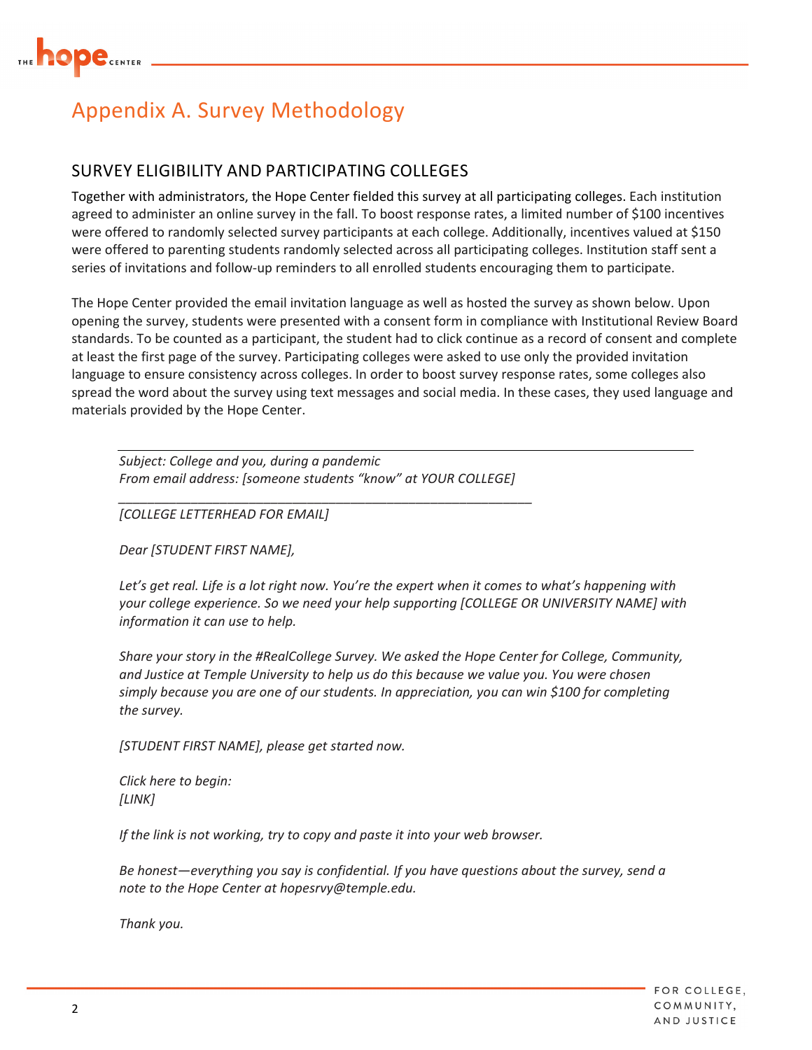# Appendix A. Survey Methodology

## SURVEY ELIGIBILITY AND PARTICIPATING COLLEGES

Together with administrators, the Hope Center fielded this survey at all participating colleges. Each institution agreed to administer an online survey in the fall. To boost response rates, a limited number of $100 incentives were offered to randomly selected survey participants at each college. Additionally, incentives valued at $150 were offered to parenting students randomly selected across all participating colleges. Institution staff sent a series of invitations and follow-up reminders to all enrolled students encouraging them to participate.

The Hope Center provided the email invitation language as well as hosted the survey as shown below. Upon opening the survey, students were presented with a consent form in compliance with Institutional Review Board standards. To be counted as a participant, the student had to click continue as a record of consent and complete at least the first page of the survey. Participating colleges were asked to use only the provided invitation language to ensure consistency across colleges. In order to boost survey response rates, some colleges also spread the word about the survey using text messages and social media. In these cases, they used language and materials provided by the Hope Center.

---

*Subject: College and you, during a pandemic*
*From email address: [someone students "know" at YOUR COLLEGE]*

---

*[COLLEGE LETTERHEAD FOR EMAIL]*

*Dear [STUDENT FIRST NAME],*

*Let's get real. Life is a lot right now. You're the expert when it comes to what's happening with your college experience. So we need your help supporting [COLLEGE OR UNIVERSITY NAME] with information it can use to help.*

*Share your story in the #RealCollege Survey. We asked the Hope Center for College, Community, and Justice at Temple University to help us do this because we value you. You were chosen simply because you are one of our students. In appreciation, you can win $100 for completing the survey.*

*[STUDENT FIRST NAME], please get started now.*

*Click here to begin:*
*[LINK]*

*If the link is not working, try to copy and paste it into your web browser.*

*Be honest—everything you say is confidential. If you have questions about the survey, send a note to the Hope Center at hopesrvy@temple.edu.*

*Thank you.*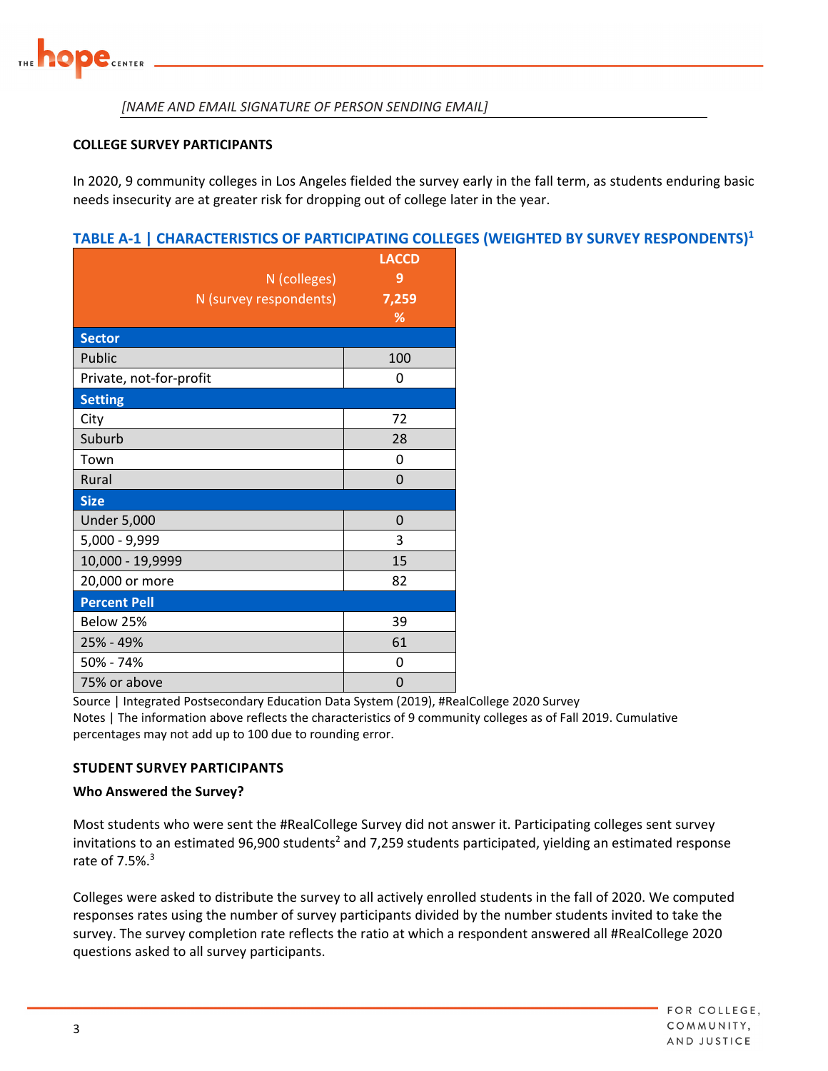*[NAME AND EMAIL SIGNATURE OF PERSON SENDING EMAIL]*

**COLLEGE SURVEY PARTICIPANTS**

In 2020, 9 community colleges in Los Angeles fielded the survey early in the fall term, as students enduring basic needs insecurity are at greater risk for dropping out of college later in the year.

### TABLE A-1 | CHARACTERISTICS OF PARTICIPATING COLLEGES (WEIGHTED BY SURVEY RESPONDENTS)[1]

| | LACCD |
|---|---|
| N (colleges) | 9 |
| N (survey respondents) | 7,259 |
| | % |
| **Sector** | |
| Public | 100 |
| Private, not-for-profit | 0 |
| **Setting** | |
| City | 72 |
| Suburb | 28 |
| Town | 0 |
| Rural | 0 |
| **Size** | |
| Under 5,000 | 0 |
| 5,000 - 9,999 | 3 |
| 10,000 - 19,9999 | 15 |
| 20,000 or more | 82 |
| **Percent Pell** | |
| Below 25% | 39 |
| 25% - 49% | 61 |
| 50% - 74% | 0 |
| 75% or above | 0 |

Source | Integrated Postsecondary Education Data System (2019), #RealCollege 2020 Survey
Notes | The information above reflects the characteristics of 9 community colleges as of Fall 2019. Cumulative percentages may not add up to 100 due to rounding error.

**STUDENT SURVEY PARTICIPANTS**

**Who Answered the Survey?**

Most students who were sent the #RealCollege Survey did not answer it. Participating colleges sent survey invitations to an estimated 96,900 students[2] and 7,259 students participated, yielding an estimated response rate of 7.5%.[3]

Colleges were asked to distribute the survey to all actively enrolled students in the fall of 2020. We computed responses rates using the number of survey participants divided by the number students invited to take the survey. The survey completion rate reflects the ratio at which a respondent answered all #RealCollege 2020 questions asked to all survey participants.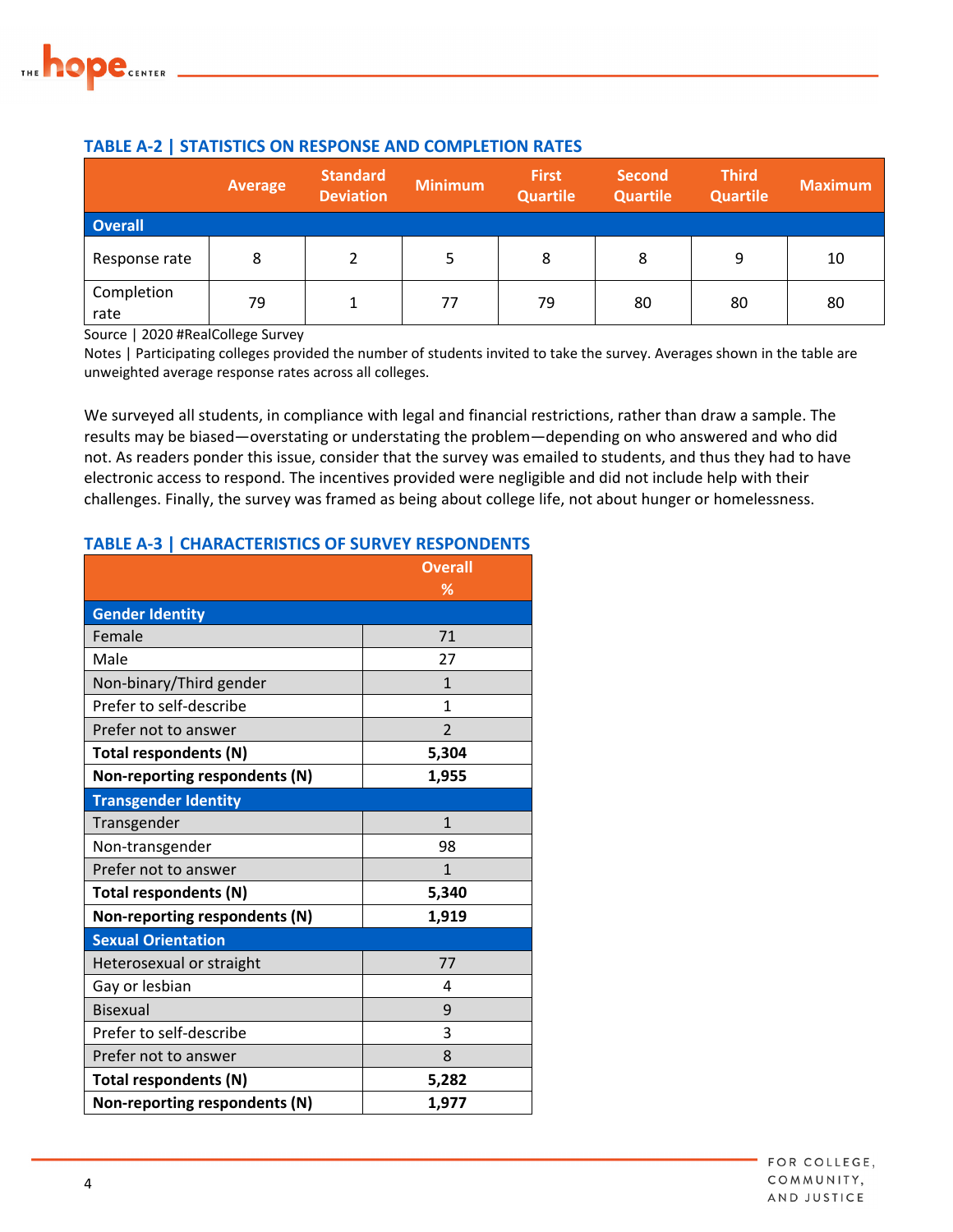### TABLE A-2 | STATISTICS ON RESPONSE AND COMPLETION RATES

| | Average | Standard Deviation | Minimum | First Quartile | Second Quartile | Third Quartile | Maximum |
|---|---|---|---|---|---|---|---|
| **Overall** | | | | | | | |
| Response rate | 8 | 2 | 5 | 8 | 8 | 9 | 10 |
| Completion rate | 79 | 1 | 77 | 79 | 80 | 80 | 80 |

Source | 2020 #RealCollege Survey
Notes | Participating colleges provided the number of students invited to take the survey. Averages shown in the table are unweighted average response rates across all colleges.

We surveyed all students, in compliance with legal and financial restrictions, rather than draw a sample. The results may be biased—overstating or understating the problem—depending on who answered and who did not. As readers ponder this issue, consider that the survey was emailed to students, and thus they had to have electronic access to respond. The incentives provided were negligible and did not include help with their challenges. Finally, the survey was framed as being about college life, not about hunger or homelessness.

### TABLE A-3 | CHARACTERISTICS OF SURVEY RESPONDENTS

| | Overall % |
|---|---|
| **Gender Identity** | |
| Female | 71 |
| Male | 27 |
| Non-binary/Third gender | 1 |
| Prefer to self-describe | 1 |
| Prefer not to answer | 2 |
| **Total respondents (N)** | **5,304** |
| **Non-reporting respondents (N)** | **1,955** |
| **Transgender Identity** | |
| Transgender | 1 |
| Non-transgender | 98 |
| Prefer not to answer | 1 |
| **Total respondents (N)** | **5,340** |
| **Non-reporting respondents (N)** | **1,919** |
| **Sexual Orientation** | |
| Heterosexual or straight | 77 |
| Gay or lesbian | 4 |
| Bisexual | 9 |
| Prefer to self-describe | 3 |
| Prefer not to answer | 8 |
| **Total respondents (N)** | **5,282** |
| **Non-reporting respondents (N)** | **1,977** |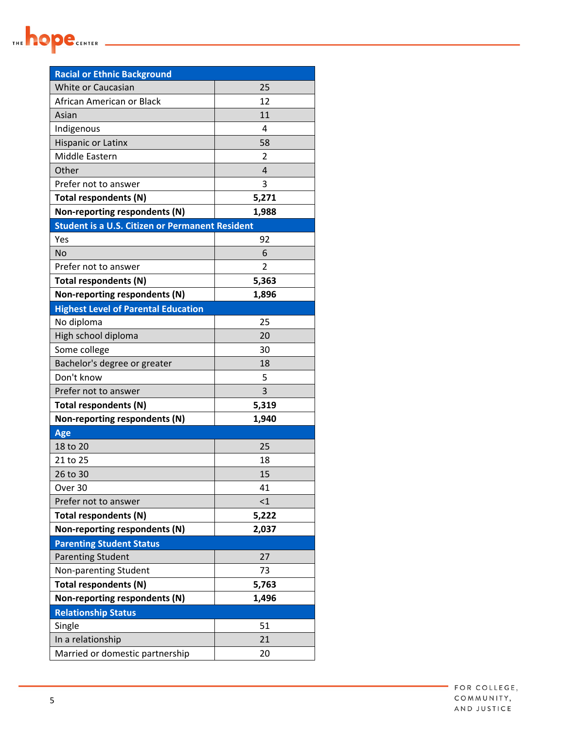| Racial or Ethnic Background | |
|---|---|
| White or Caucasian | 25 |
| African American or Black | 12 |
| Asian | 11 |
| Indigenous | 4 |
| Hispanic or Latinx | 58 |
| Middle Eastern | 2 |
| Other | 4 |
| Prefer not to answer | 3 |
| **Total respondents (N)** | **5,271** |
| **Non-reporting respondents (N)** | **1,988** |
| **Student is a U.S. Citizen or Permanent Resident** | |
| Yes | 92 |
| No | 6 |
| Prefer not to answer | 2 |
| **Total respondents (N)** | **5,363** |
| **Non-reporting respondents (N)** | **1,896** |
| **Highest Level of Parental Education** | |
| No diploma | 25 |
| High school diploma | 20 |
| Some college | 30 |
| Bachelor's degree or greater | 18 |
| Don't know | 5 |
| Prefer not to answer | 3 |
| **Total respondents (N)** | **5,319** |
| **Non-reporting respondents (N)** | **1,940** |
| **Age** | |
| 18 to 20 | 25 |
| 21 to 25 | 18 |
| 26 to 30 | 15 |
| Over 30 | 41 |
| Prefer not to answer | <1 |
| **Total respondents (N)** | **5,222** |
| **Non-reporting respondents (N)** | **2,037** |
| **Parenting Student Status** | |
| Parenting Student | 27 |
| Non-parenting Student | 73 |
| **Total respondents (N)** | **5,763** |
| **Non-reporting respondents (N)** | **1,496** |
| **Relationship Status** | |
| Single | 51 |
| In a relationship | 21 |
| Married or domestic partnership | 20 |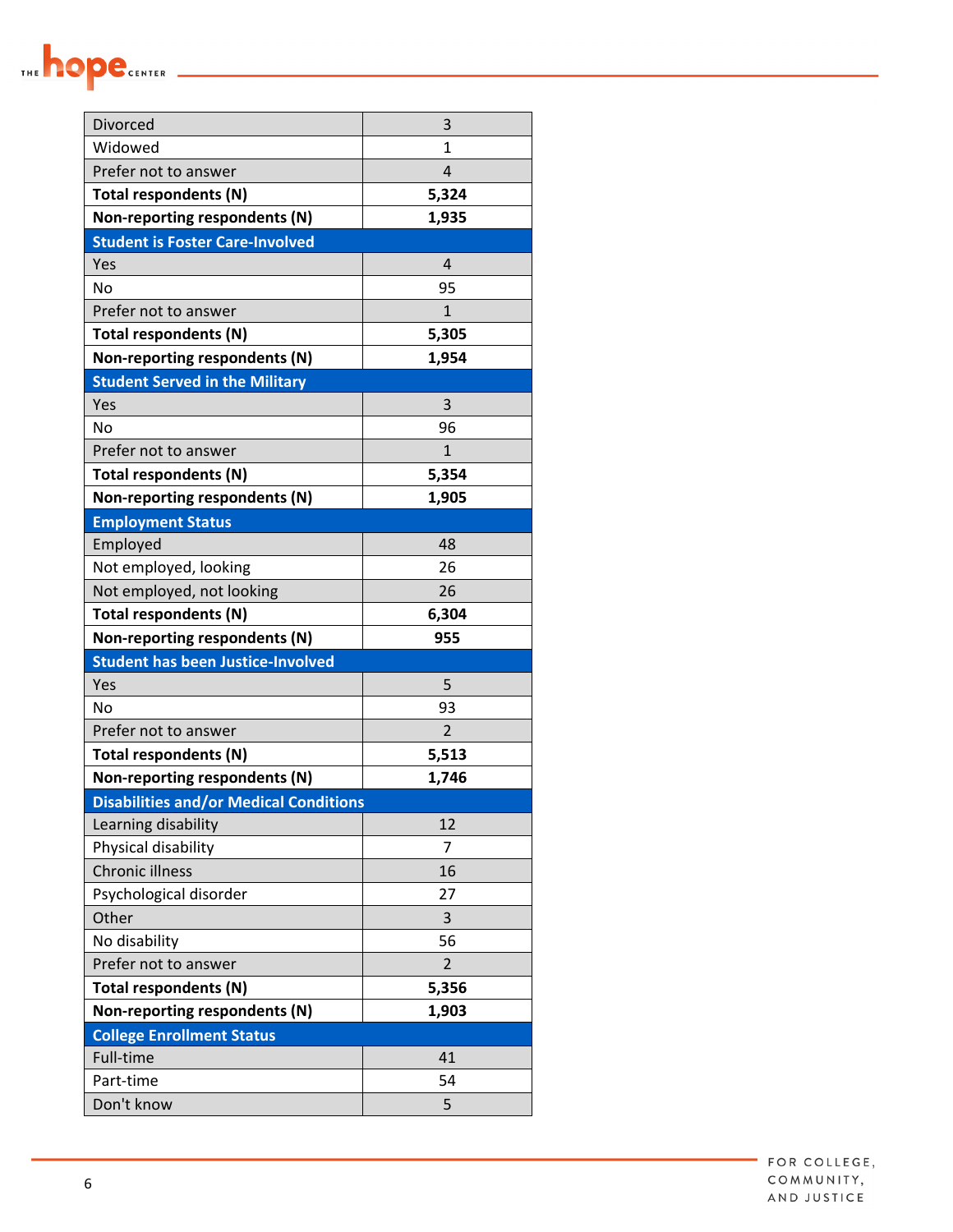| | |
|---|---|
| Divorced | 3 |
| Widowed | 1 |
| Prefer not to answer | 4 |
| **Total respondents (N)** | **5,324** |
| **Non-reporting respondents (N)** | **1,935** |
| **Student is Foster Care-Involved** | |
| Yes | 4 |
| No | 95 |
| Prefer not to answer | 1 |
| **Total respondents (N)** | **5,305** |
| **Non-reporting respondents (N)** | **1,954** |
| **Student Served in the Military** | |
| Yes | 3 |
| No | 96 |
| Prefer not to answer | 1 |
| **Total respondents (N)** | **5,354** |
| **Non-reporting respondents (N)** | **1,905** |
| **Employment Status** | |
| Employed | 48 |
| Not employed, looking | 26 |
| Not employed, not looking | 26 |
| **Total respondents (N)** | **6,304** |
| **Non-reporting respondents (N)** | **955** |
| **Student has been Justice-Involved** | |
| Yes | 5 |
| No | 93 |
| Prefer not to answer | 2 |
| **Total respondents (N)** | **5,513** |
| **Non-reporting respondents (N)** | **1,746** |
| **Disabilities and/or Medical Conditions** | |
| Learning disability | 12 |
| Physical disability | 7 |
| Chronic illness | 16 |
| Psychological disorder | 27 |
| Other | 3 |
| No disability | 56 |
| Prefer not to answer | 2 |
| **Total respondents (N)** | **5,356** |
| **Non-reporting respondents (N)** | **1,903** |
| **College Enrollment Status** | |
| Full-time | 41 |
| Part-time | 54 |
| Don't know | 5 |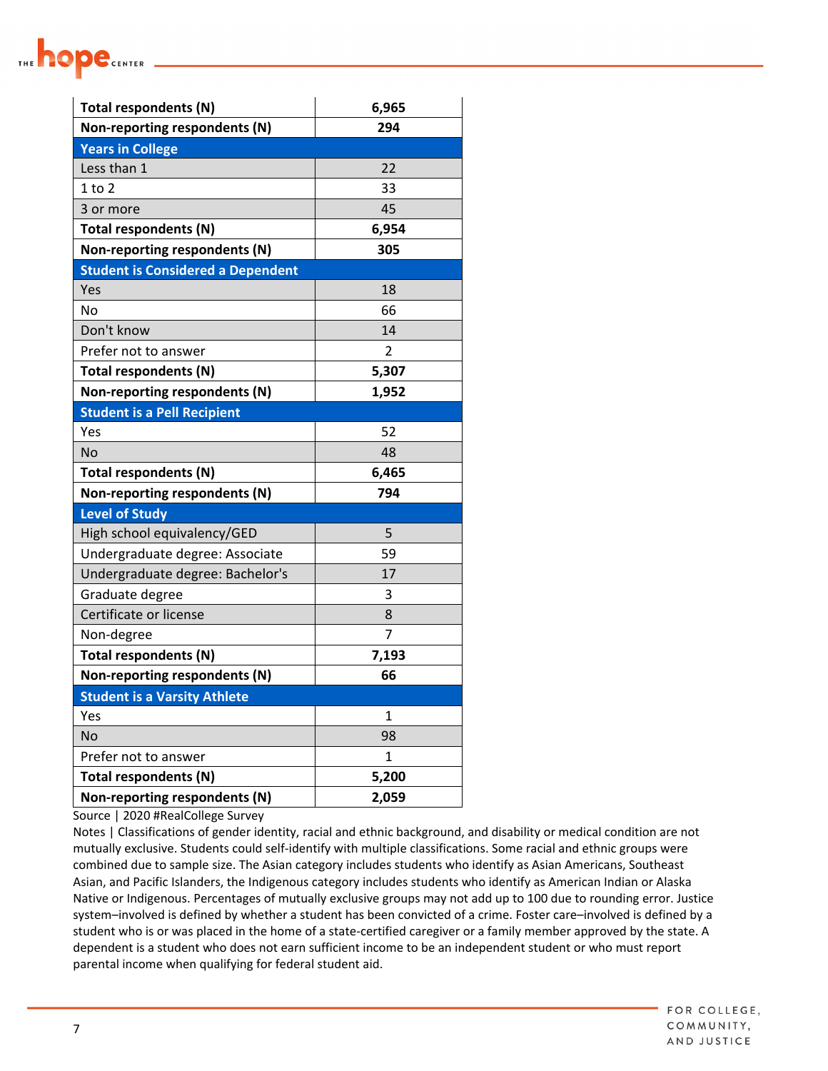| | |
|---|---|
| **Total respondents (N)** | **6,965** |
| **Non-reporting respondents (N)** | **294** |
| **Years in College** | |
| Less than 1 | 22 |
| 1 to 2 | 33 |
| 3 or more | 45 |
| **Total respondents (N)** | **6,954** |
| **Non-reporting respondents (N)** | **305** |
| **Student is Considered a Dependent** | |
| Yes | 18 |
| No | 66 |
| Don't know | 14 |
| Prefer not to answer | 2 |
| **Total respondents (N)** | **5,307** |
| **Non-reporting respondents (N)** | **1,952** |
| **Student is a Pell Recipient** | |
| Yes | 52 |
| No | 48 |
| **Total respondents (N)** | **6,465** |
| **Non-reporting respondents (N)** | **794** |
| **Level of Study** | |
| High school equivalency/GED | 5 |
| Undergraduate degree: Associate | 59 |
| Undergraduate degree: Bachelor's | 17 |
| Graduate degree | 3 |
| Certificate or license | 8 |
| Non-degree | 7 |
| **Total respondents (N)** | **7,193** |
| **Non-reporting respondents (N)** | **66** |
| **Student is a Varsity Athlete** | |
| Yes | 1 |
| No | 98 |
| Prefer not to answer | 1 |
| **Total respondents (N)** | **5,200** |
| **Non-reporting respondents (N)** | **2,059** |

Source | 2020 #RealCollege Survey

Notes | Classifications of gender identity, racial and ethnic background, and disability or medical condition are not mutually exclusive. Students could self-identify with multiple classifications. Some racial and ethnic groups were combined due to sample size. The Asian category includes students who identify as Asian Americans, Southeast Asian, and Pacific Islanders, the Indigenous category includes students who identify as American Indian or Alaska Native or Indigenous. Percentages of mutually exclusive groups may not add up to 100 due to rounding error. Justice system–involved is defined by whether a student has been convicted of a crime. Foster care–involved is defined by a student who is or was placed in the home of a state-certified caregiver or a family member approved by the state. A dependent is a student who does not earn sufficient income to be an independent student or who must report parental income when qualifying for federal student aid.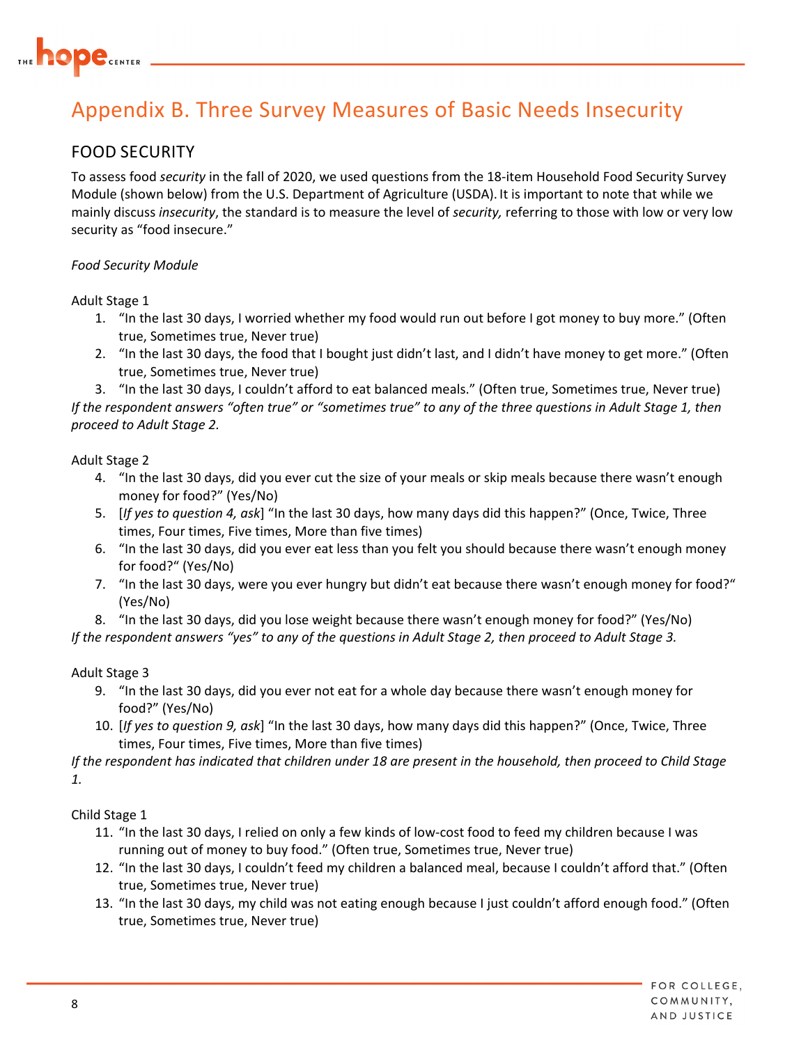# Appendix B. Three Survey Measures of Basic Needs Insecurity

## FOOD SECURITY

To assess food *security* in the fall of 2020, we used questions from the 18-item Household Food Security Survey Module (shown below) from the U.S. Department of Agriculture (USDA). It is important to note that while we mainly discuss *insecurity*, the standard is to measure the level of *security,* referring to those with low or very low security as "food insecure."

*Food Security Module*

Adult Stage 1

1. "In the last 30 days, I worried whether my food would run out before I got money to buy more." (Often true, Sometimes true, Never true)
2. "In the last 30 days, the food that I bought just didn't last, and I didn't have money to get more." (Often true, Sometimes true, Never true)
3. "In the last 30 days, I couldn't afford to eat balanced meals." (Often true, Sometimes true, Never true)

*If the respondent answers "often true" or "sometimes true" to any of the three questions in Adult Stage 1, then proceed to Adult Stage 2.*

Adult Stage 2

4. "In the last 30 days, did you ever cut the size of your meals or skip meals because there wasn't enough money for food?" (Yes/No)
5. [*If yes to question 4, ask*] "In the last 30 days, how many days did this happen?" (Once, Twice, Three times, Four times, Five times, More than five times)
6. "In the last 30 days, did you ever eat less than you felt you should because there wasn't enough money for food?" (Yes/No)
7. "In the last 30 days, were you ever hungry but didn't eat because there wasn't enough money for food?" (Yes/No)
8. "In the last 30 days, did you lose weight because there wasn't enough money for food?" (Yes/No)

*If the respondent answers "yes" to any of the questions in Adult Stage 2, then proceed to Adult Stage 3.*

Adult Stage 3

9. "In the last 30 days, did you ever not eat for a whole day because there wasn't enough money for food?" (Yes/No)
10. [*If yes to question 9, ask*] "In the last 30 days, how many days did this happen?" (Once, Twice, Three times, Four times, Five times, More than five times)

*If the respondent has indicated that children under 18 are present in the household, then proceed to Child Stage 1.*

Child Stage 1

11. "In the last 30 days, I relied on only a few kinds of low-cost food to feed my children because I was running out of money to buy food." (Often true, Sometimes true, Never true)
12. "In the last 30 days, I couldn't feed my children a balanced meal, because I couldn't afford that." (Often true, Sometimes true, Never true)
13. "In the last 30 days, my child was not eating enough because I just couldn't afford enough food." (Often true, Sometimes true, Never true)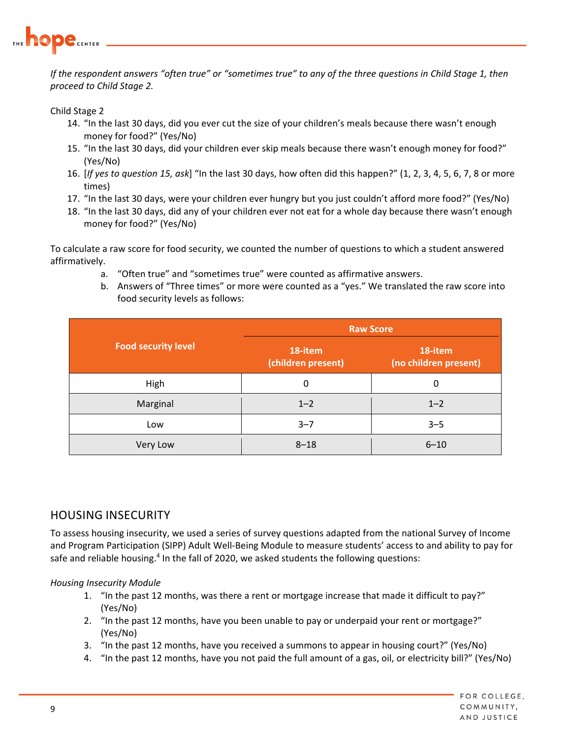*If the respondent answers "often true" or "sometimes true" to any of the three questions in Child Stage 1, then proceed to Child Stage 2.*

Child Stage 2

14. "In the last 30 days, did you ever cut the size of your children's meals because there wasn't enough money for food?" (Yes/No)
15. "In the last 30 days, did your children ever skip meals because there wasn't enough money for food?" (Yes/No)
16. [*If yes to question 15, ask*] "In the last 30 days, how often did this happen?" (1, 2, 3, 4, 5, 6, 7, 8 or more times)
17. "In the last 30 days, were your children ever hungry but you just couldn't afford more food?" (Yes/No)
18. "In the last 30 days, did any of your children ever not eat for a whole day because there wasn't enough money for food?" (Yes/No)

To calculate a raw score for food security, we counted the number of questions to which a student answered affirmatively.

a. "Often true" and "sometimes true" were counted as affirmative answers.
b. Answers of "Three times" or more were counted as a "yes." We translated the raw score into food security levels as follows:

| Food security level | Raw Score | |
|---|---|---|
| | 18-item (children present) | 18-item (no children present) |
| High | 0 | 0 |
| Marginal | 1–2 | 1–2 |
| Low | 3–7 | 3–5 |
| Very Low | 8–18 | 6–10 |

## HOUSING INSECURITY

To assess housing insecurity, we used a series of survey questions adapted from the national Survey of Income and Program Participation (SIPP) Adult Well-Being Module to measure students' access to and ability to pay for safe and reliable housing.[4] In the fall of 2020, we asked students the following questions:

*Housing Insecurity Module*

1. "In the past 12 months, was there a rent or mortgage increase that made it difficult to pay?" (Yes/No)
2. "In the past 12 months, have you been unable to pay or underpaid your rent or mortgage?" (Yes/No)
3. "In the past 12 months, have you received a summons to appear in housing court?" (Yes/No)
4. "In the past 12 months, have you not paid the full amount of a gas, oil, or electricity bill?" (Yes/No)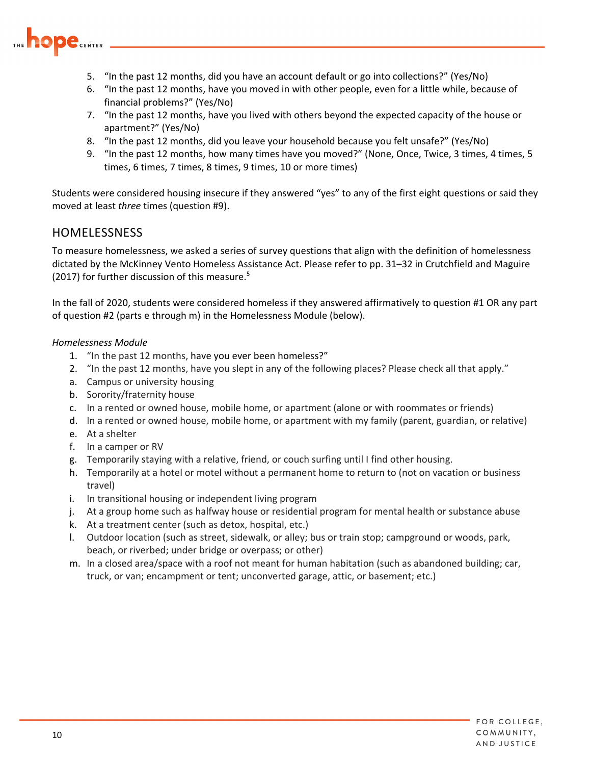5. "In the past 12 months, did you have an account default or go into collections?" (Yes/No)
6. "In the past 12 months, have you moved in with other people, even for a little while, because of financial problems?" (Yes/No)
7. "In the past 12 months, have you lived with others beyond the expected capacity of the house or apartment?" (Yes/No)
8. "In the past 12 months, did you leave your household because you felt unsafe?" (Yes/No)
9. "In the past 12 months, how many times have you moved?" (None, Once, Twice, 3 times, 4 times, 5 times, 6 times, 7 times, 8 times, 9 times, 10 or more times)

Students were considered housing insecure if they answered "yes" to any of the first eight questions or said they moved at least *three* times (question #9).

## HOMELESSNESS

To measure homelessness, we asked a series of survey questions that align with the definition of homelessness dictated by the McKinney Vento Homeless Assistance Act. Please refer to pp. 31–32 in Crutchfield and Maguire (2017) for further discussion of this measure.[5]

In the fall of 2020, students were considered homeless if they answered affirmatively to question #1 OR any part of question #2 (parts e through m) in the Homelessness Module (below).

*Homelessness Module*

1. "In the past 12 months, have you ever been homeless?"
2. "In the past 12 months, have you slept in any of the following places? Please check all that apply."

a. Campus or university housing
b. Sorority/fraternity house
c. In a rented or owned house, mobile home, or apartment (alone or with roommates or friends)
d. In a rented or owned house, mobile home, or apartment with my family (parent, guardian, or relative)
e. At a shelter
f. In a camper or RV
g. Temporarily staying with a relative, friend, or couch surfing until I find other housing.
h. Temporarily at a hotel or motel without a permanent home to return to (not on vacation or business travel)
i. In transitional housing or independent living program
j. At a group home such as halfway house or residential program for mental health or substance abuse
k. At a treatment center (such as detox, hospital, etc.)
l. Outdoor location (such as street, sidewalk, or alley; bus or train stop; campground or woods, park, beach, or riverbed; under bridge or overpass; or other)
m. In a closed area/space with a roof not meant for human habitation (such as abandoned building; car, truck, or van; encampment or tent; unconverted garage, attic, or basement; etc.)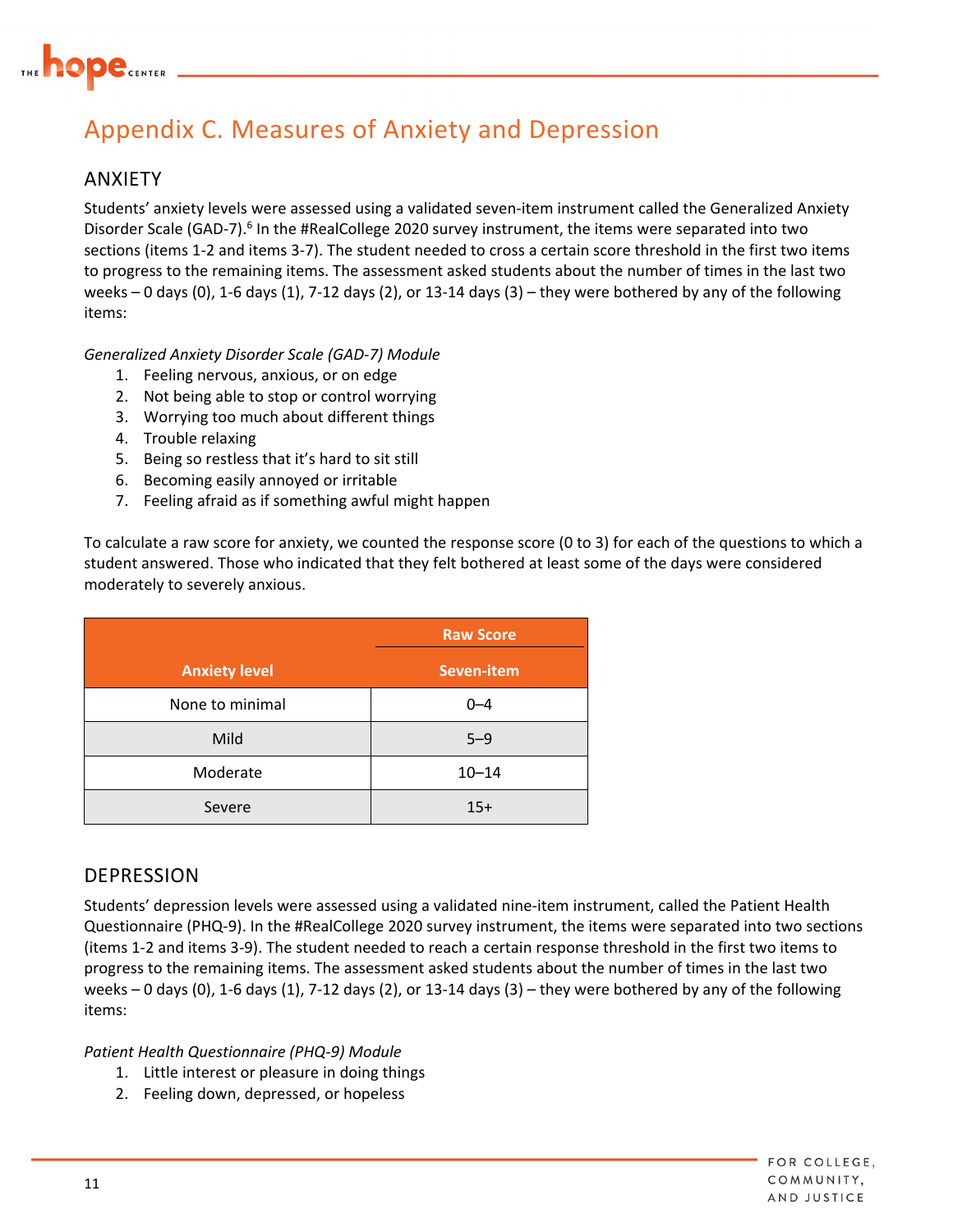# Appendix C. Measures of Anxiety and Depression

## ANXIETY

Students' anxiety levels were assessed using a validated seven-item instrument called the Generalized Anxiety Disorder Scale (GAD-7).[6] In the #RealCollege 2020 survey instrument, the items were separated into two sections (items 1-2 and items 3-7). The student needed to cross a certain score threshold in the first two items to progress to the remaining items. The assessment asked students about the number of times in the last two weeks – 0 days (0), 1-6 days (1), 7-12 days (2), or 13-14 days (3) – they were bothered by any of the following items:

*Generalized Anxiety Disorder Scale (GAD-7) Module*

1. Feeling nervous, anxious, or on edge
2. Not being able to stop or control worrying
3. Worrying too much about different things
4. Trouble relaxing
5. Being so restless that it's hard to sit still
6. Becoming easily annoyed or irritable
7. Feeling afraid as if something awful might happen

To calculate a raw score for anxiety, we counted the response score (0 to 3) for each of the questions to which a student answered. Those who indicated that they felt bothered at least some of the days were considered moderately to severely anxious.

| | Raw Score |
|---|---|
| **Anxiety level** | **Seven-item** |
| None to minimal | 0–4 |
| Mild | 5–9 |
| Moderate | 10–14 |
| Severe | 15+ |

## DEPRESSION

Students' depression levels were assessed using a validated nine-item instrument, called the Patient Health Questionnaire (PHQ-9). In the #RealCollege 2020 survey instrument, the items were separated into two sections (items 1-2 and items 3-9). The student needed to reach a certain response threshold in the first two items to progress to the remaining items. The assessment asked students about the number of times in the last two weeks – 0 days (0), 1-6 days (1), 7-12 days (2), or 13-14 days (3) – they were bothered by any of the following items:

*Patient Health Questionnaire (PHQ-9) Module*

1. Little interest or pleasure in doing things
2. Feeling down, depressed, or hopeless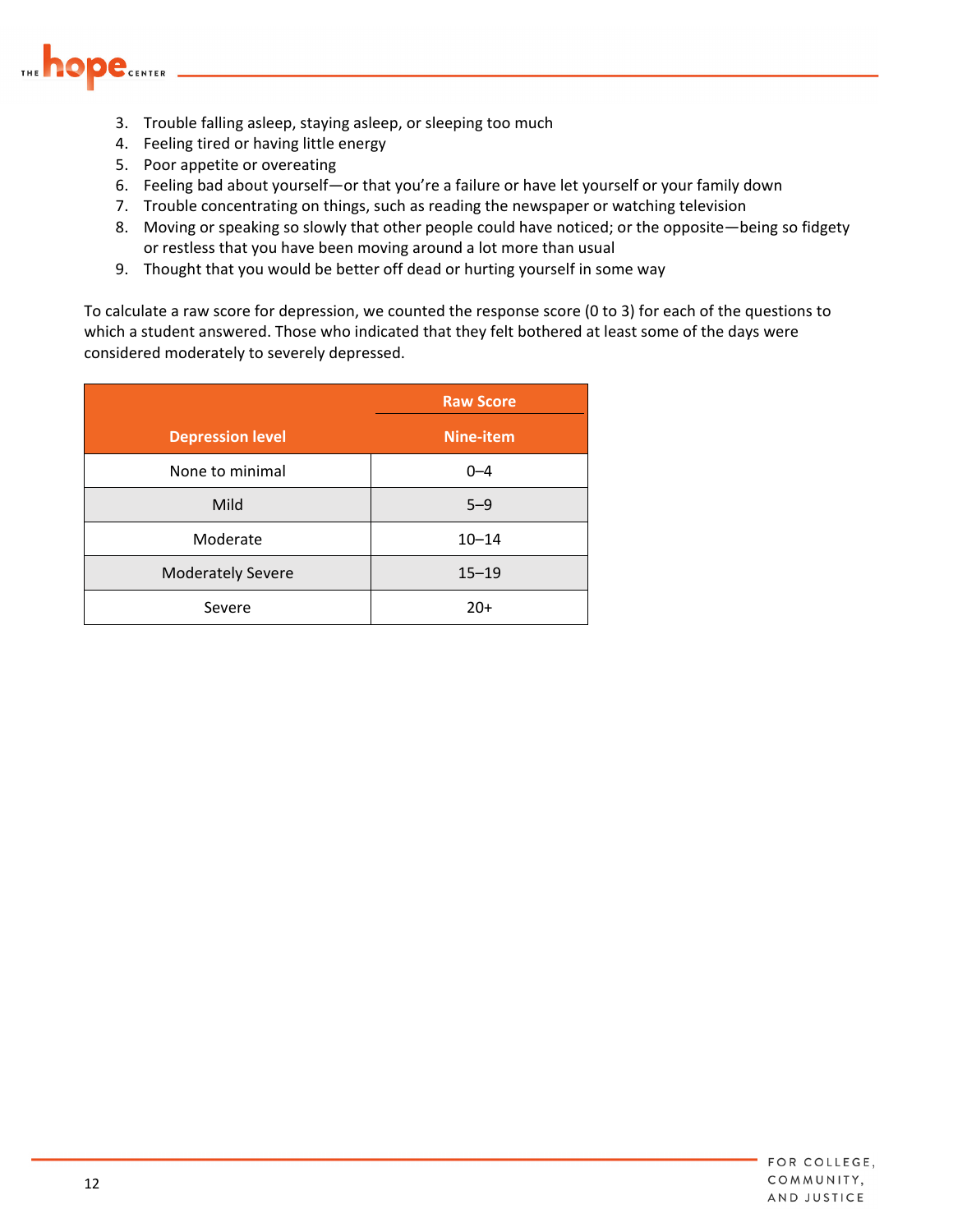3. Trouble falling asleep, staying asleep, or sleeping too much
4. Feeling tired or having little energy
5. Poor appetite or overeating
6. Feeling bad about yourself—or that you're a failure or have let yourself or your family down
7. Trouble concentrating on things, such as reading the newspaper or watching television
8. Moving or speaking so slowly that other people could have noticed; or the opposite—being so fidgety or restless that you have been moving around a lot more than usual
9. Thought that you would be better off dead or hurting yourself in some way

To calculate a raw score for depression, we counted the response score (0 to 3) for each of the questions to which a student answered. Those who indicated that they felt bothered at least some of the days were considered moderately to severely depressed.

| | Raw Score |
|---|---|
| **Depression level** | **Nine-item** |
| None to minimal | 0–4 |
| Mild | 5–9 |
| Moderate | 10–14 |
| Moderately Severe | 15–19 |
| Severe | 20+ |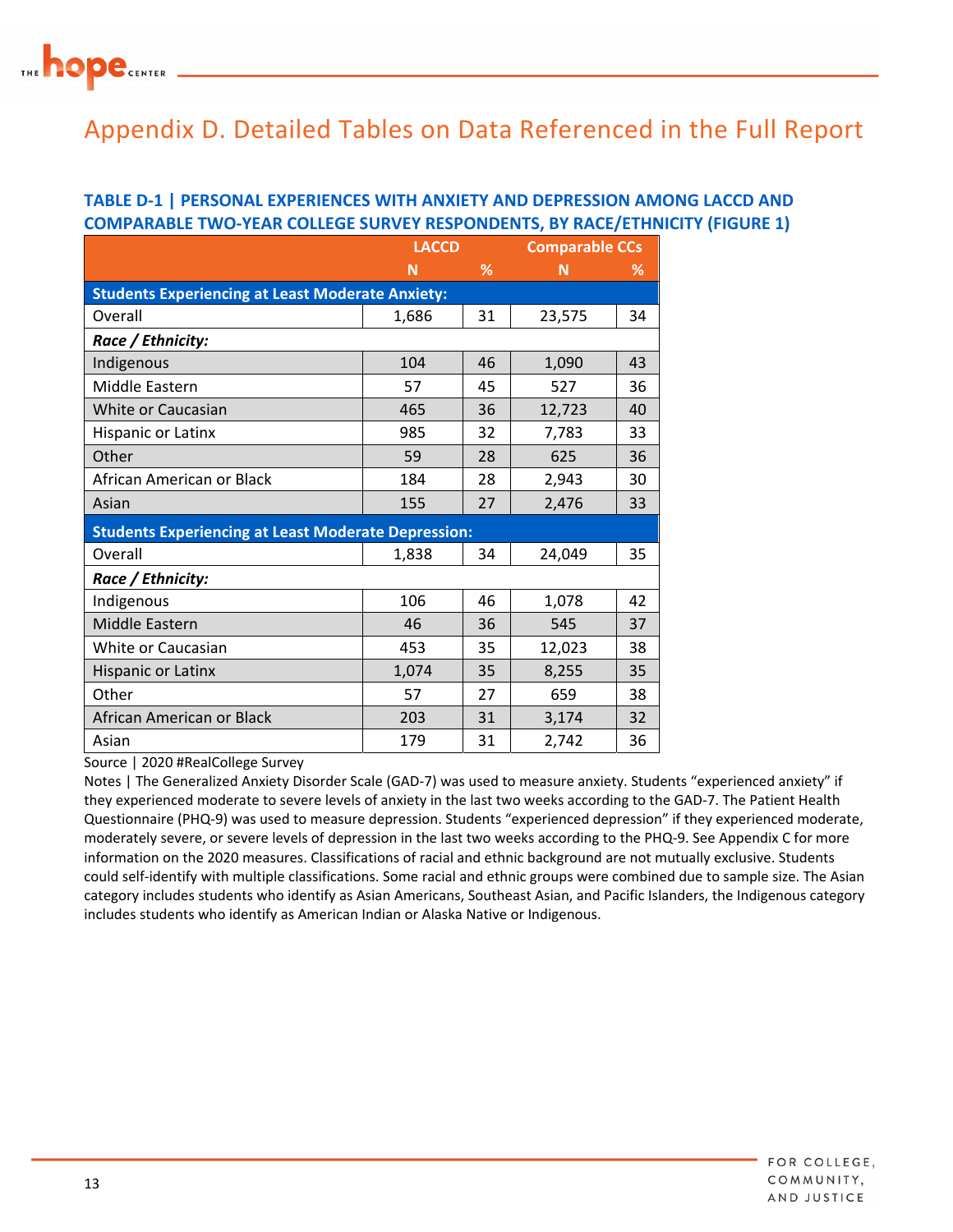# Appendix D. Detailed Tables on Data Referenced in the Full Report

### TABLE D-1 | PERSONAL EXPERIENCES WITH ANXIETY AND DEPRESSION AMONG LACCD AND COMPARABLE TWO-YEAR COLLEGE SURVEY RESPONDENTS, BY RACE/ETHNICITY (FIGURE 1)

| | LACCD | | Comparable CCs | |
|---|---|---|---|---|
| | N | % | N | % |
| **Students Experiencing at Least Moderate Anxiety:** | | | | |
| Overall | 1,686 | 31 | 23,575 | 34 |
| ***Race / Ethnicity:*** | | | | |
| Indigenous | 104 | 46 | 1,090 | 43 |
| Middle Eastern | 57 | 45 | 527 | 36 |
| White or Caucasian | 465 | 36 | 12,723 | 40 |
| Hispanic or Latinx | 985 | 32 | 7,783 | 33 |
| Other | 59 | 28 | 625 | 36 |
| African American or Black | 184 | 28 | 2,943 | 30 |
| Asian | 155 | 27 | 2,476 | 33 |
| **Students Experiencing at Least Moderate Depression:** | | | | |
| Overall | 1,838 | 34 | 24,049 | 35 |
| ***Race / Ethnicity:*** | | | | |
| Indigenous | 106 | 46 | 1,078 | 42 |
| Middle Eastern | 46 | 36 | 545 | 37 |
| White or Caucasian | 453 | 35 | 12,023 | 38 |
| Hispanic or Latinx | 1,074 | 35 | 8,255 | 35 |
| Other | 57 | 27 | 659 | 38 |
| African American or Black | 203 | 31 | 3,174 | 32 |
| Asian | 179 | 31 | 2,742 | 36 |

Source | 2020 #RealCollege Survey

Notes | The Generalized Anxiety Disorder Scale (GAD-7) was used to measure anxiety. Students "experienced anxiety" if they experienced moderate to severe levels of anxiety in the last two weeks according to the GAD-7. The Patient Health Questionnaire (PHQ-9) was used to measure depression. Students "experienced depression" if they experienced moderate, moderately severe, or severe levels of depression in the last two weeks according to the PHQ-9. See Appendix C for more information on the 2020 measures. Classifications of racial and ethnic background are not mutually exclusive. Students could self-identify with multiple classifications. Some racial and ethnic groups were combined due to sample size. The Asian category includes students who identify as Asian Americans, Southeast Asian, and Pacific Islanders, the Indigenous category includes students who identify as American Indian or Alaska Native or Indigenous.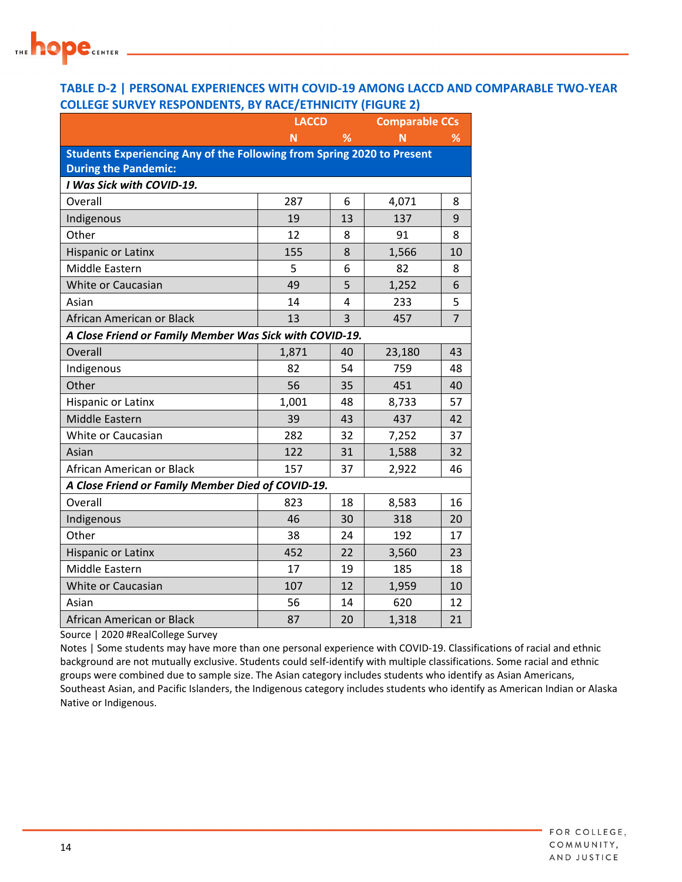### TABLE D-2 | PERSONAL EXPERIENCES WITH COVID-19 AMONG LACCD AND COMPARABLE TWO-YEAR COLLEGE SURVEY RESPONDENTS, BY RACE/ETHNICITY (FIGURE 2)

| | LACCD | | Comparable CCs | |
|---|---|---|---|---|
| | N | % | N | % |
| **Students Experiencing Any of the Following from Spring 2020 to Present During the Pandemic:** | | | | |
| ***I Was Sick with COVID-19.*** | | | | |
| Overall | 287 | 6 | 4,071 | 8 |
| Indigenous | 19 | 13 | 137 | 9 |
| Other | 12 | 8 | 91 | 8 |
| Hispanic or Latinx | 155 | 8 | 1,566 | 10 |
| Middle Eastern | 5 | 6 | 82 | 8 |
| White or Caucasian | 49 | 5 | 1,252 | 6 |
| Asian | 14 | 4 | 233 | 5 |
| African American or Black | 13 | 3 | 457 | 7 |
| ***A Close Friend or Family Member Was Sick with COVID-19.*** | | | | |
| Overall | 1,871 | 40 | 23,180 | 43 |
| Indigenous | 82 | 54 | 759 | 48 |
| Other | 56 | 35 | 451 | 40 |
| Hispanic or Latinx | 1,001 | 48 | 8,733 | 57 |
| Middle Eastern | 39 | 43 | 437 | 42 |
| White or Caucasian | 282 | 32 | 7,252 | 37 |
| Asian | 122 | 31 | 1,588 | 32 |
| African American or Black | 157 | 37 | 2,922 | 46 |
| ***A Close Friend or Family Member Died of COVID-19.*** | | | | |
| Overall | 823 | 18 | 8,583 | 16 |
| Indigenous | 46 | 30 | 318 | 20 |
| Other | 38 | 24 | 192 | 17 |
| Hispanic or Latinx | 452 | 22 | 3,560 | 23 |
| Middle Eastern | 17 | 19 | 185 | 18 |
| White or Caucasian | 107 | 12 | 1,959 | 10 |
| Asian | 56 | 14 | 620 | 12 |
| African American or Black | 87 | 20 | 1,318 | 21 |

Source | 2020 #RealCollege Survey

Notes | Some students may have more than one personal experience with COVID-19. Classifications of racial and ethnic background are not mutually exclusive. Students could self-identify with multiple classifications. Some racial and ethnic groups were combined due to sample size. The Asian category includes students who identify as Asian Americans, Southeast Asian, and Pacific Islanders, the Indigenous category includes students who identify as American Indian or Alaska Native or Indigenous.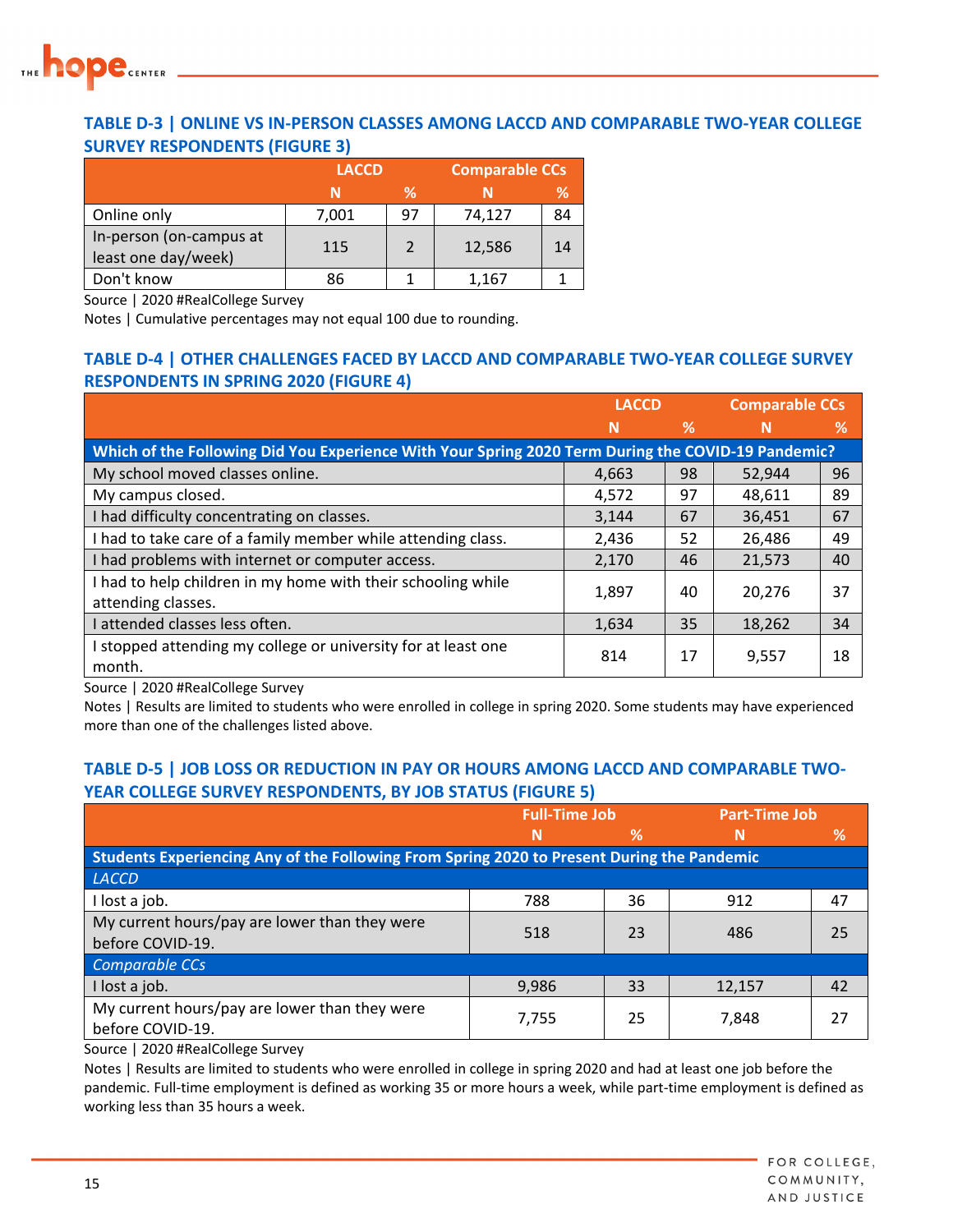### TABLE D-3 | ONLINE VS IN-PERSON CLASSES AMONG LACCD AND COMPARABLE TWO-YEAR COLLEGE SURVEY RESPONDENTS (FIGURE 3)

| | LACCD | | Comparable CCs | |
|---|---|---|---|---|
| | N | % | N | % |
| Online only | 7,001 | 97 | 74,127 | 84 |
| In-person (on-campus at least one day/week) | 115 | 2 | 12,586 | 14 |
| Don't know | 86 | 1 | 1,167 | 1 |

Source | 2020 #RealCollege Survey
Notes | Cumulative percentages may not equal 100 due to rounding.

### TABLE D-4 | OTHER CHALLENGES FACED BY LACCD AND COMPARABLE TWO-YEAR COLLEGE SURVEY RESPONDENTS IN SPRING 2020 (FIGURE 4)

| | LACCD | | Comparable CCs | |
|---|---|---|---|---|
| | N | % | N | % |
| **Which of the Following Did You Experience With Your Spring 2020 Term During the COVID-19 Pandemic?** | | | | |
| My school moved classes online. | 4,663 | 98 | 52,944 | 96 |
| My campus closed. | 4,572 | 97 | 48,611 | 89 |
| I had difficulty concentrating on classes. | 3,144 | 67 | 36,451 | 67 |
| I had to take care of a family member while attending class. | 2,436 | 52 | 26,486 | 49 |
| I had problems with internet or computer access. | 2,170 | 46 | 21,573 | 40 |
| I had to help children in my home with their schooling while attending classes. | 1,897 | 40 | 20,276 | 37 |
| I attended classes less often. | 1,634 | 35 | 18,262 | 34 |
| I stopped attending my college or university for at least one month. | 814 | 17 | 9,557 | 18 |

Source | 2020 #RealCollege Survey
Notes | Results are limited to students who were enrolled in college in spring 2020. Some students may have experienced more than one of the challenges listed above.

### TABLE D-5 | JOB LOSS OR REDUCTION IN PAY OR HOURS AMONG LACCD AND COMPARABLE TWO-YEAR COLLEGE SURVEY RESPONDENTS, BY JOB STATUS (FIGURE 5)

| | Full-Time Job | | Part-Time Job | |
|---|---|---|---|---|
| | N | % | N | % |
| **Students Experiencing Any of the Following From Spring 2020 to Present During the Pandemic** | | | | |
| *LACCD* | | | | |
| I lost a job. | 788 | 36 | 912 | 47 |
| My current hours/pay are lower than they were before COVID-19. | 518 | 23 | 486 | 25 |
| *Comparable CCs* | | | | |
| I lost a job. | 9,986 | 33 | 12,157 | 42 |
| My current hours/pay are lower than they were before COVID-19. | 7,755 | 25 | 7,848 | 27 |

Source | 2020 #RealCollege Survey
Notes | Results are limited to students who were enrolled in college in spring 2020 and had at least one job before the pandemic. Full-time employment is defined as working 35 or more hours a week, while part-time employment is defined as working less than 35 hours a week.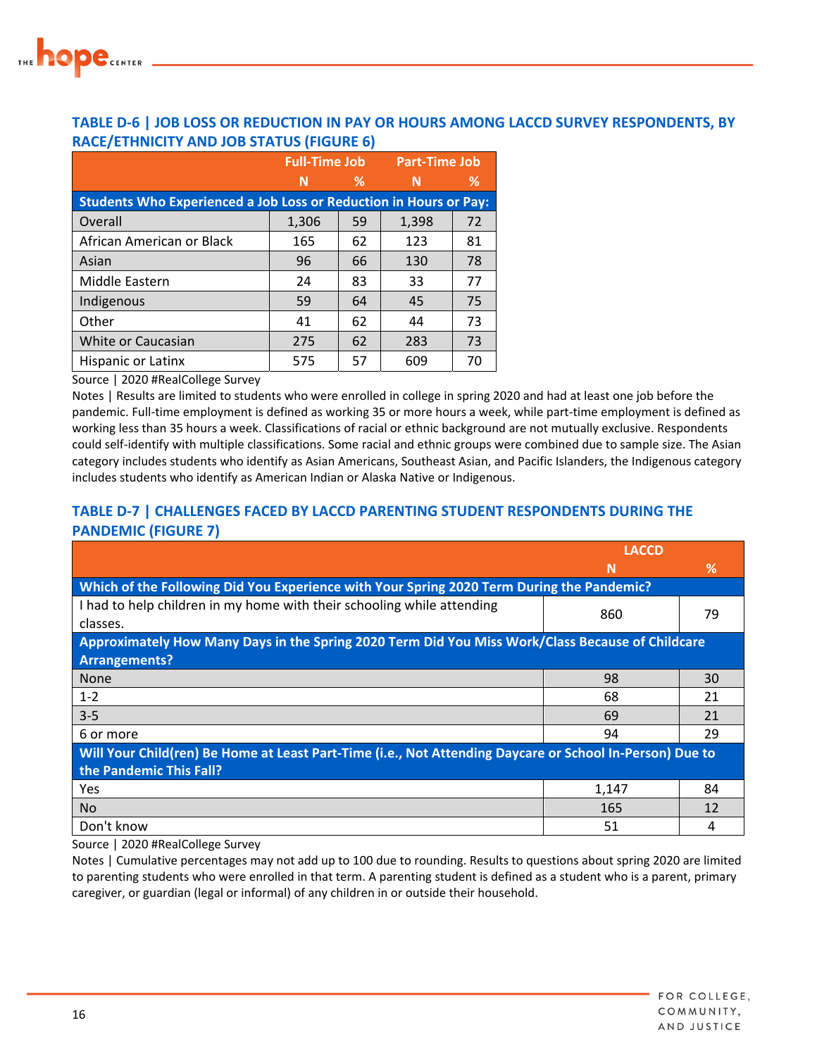### TABLE D-6 | JOB LOSS OR REDUCTION IN PAY OR HOURS AMONG LACCD SURVEY RESPONDENTS, BY RACE/ETHNICITY AND JOB STATUS (FIGURE 6)

| | Full-Time Job | | Part-Time Job | |
|---|---|---|---|---|
| | N | % | N | % |
| **Students Who Experienced a Job Loss or Reduction in Hours or Pay:** | | | | |
| Overall | 1,306 | 59 | 1,398 | 72 |
| African American or Black | 165 | 62 | 123 | 81 |
| Asian | 96 | 66 | 130 | 78 |
| Middle Eastern | 24 | 83 | 33 | 77 |
| Indigenous | 59 | 64 | 45 | 75 |
| Other | 41 | 62 | 44 | 73 |
| White or Caucasian | 275 | 62 | 283 | 73 |
| Hispanic or Latinx | 575 | 57 | 609 | 70 |

Source | 2020 #RealCollege Survey

Notes | Results are limited to students who were enrolled in college in spring 2020 and had at least one job before the pandemic. Full-time employment is defined as working 35 or more hours a week, while part-time employment is defined as working less than 35 hours a week. Classifications of racial or ethnic background are not mutually exclusive. Respondents could self-identify with multiple classifications. Some racial and ethnic groups were combined due to sample size. The Asian category includes students who identify as Asian Americans, Southeast Asian, and Pacific Islanders, the Indigenous category includes students who identify as American Indian or Alaska Native or Indigenous.

### TABLE D-7 | CHALLENGES FACED BY LACCD PARENTING STUDENT RESPONDENTS DURING THE PANDEMIC (FIGURE 7)

| | LACCD | |
|---|---|---|
| | N | % |
| **Which of the Following Did You Experience with Your Spring 2020 Term During the Pandemic?** | | |
| I had to help children in my home with their schooling while attending classes. | 860 | 79 |
| **Approximately How Many Days in the Spring 2020 Term Did You Miss Work/Class Because of Childcare Arrangements?** | | |
| None | 98 | 30 |
| 1-2 | 68 | 21 |
| 3-5 | 69 | 21 |
| 6 or more | 94 | 29 |
| **Will Your Child(ren) Be Home at Least Part-Time (i.e., Not Attending Daycare or School In-Person) Due to the Pandemic This Fall?** | | |
| Yes | 1,147 | 84 |
| No | 165 | 12 |
| Don't know | 51 | 4 |

Source | 2020 #RealCollege Survey

Notes | Cumulative percentages may not add up to 100 due to rounding. Results to questions about spring 2020 are limited to parenting students who were enrolled in that term. A parenting student is defined as a student who is a parent, primary caregiver, or guardian (legal or informal) of any children in or outside their household.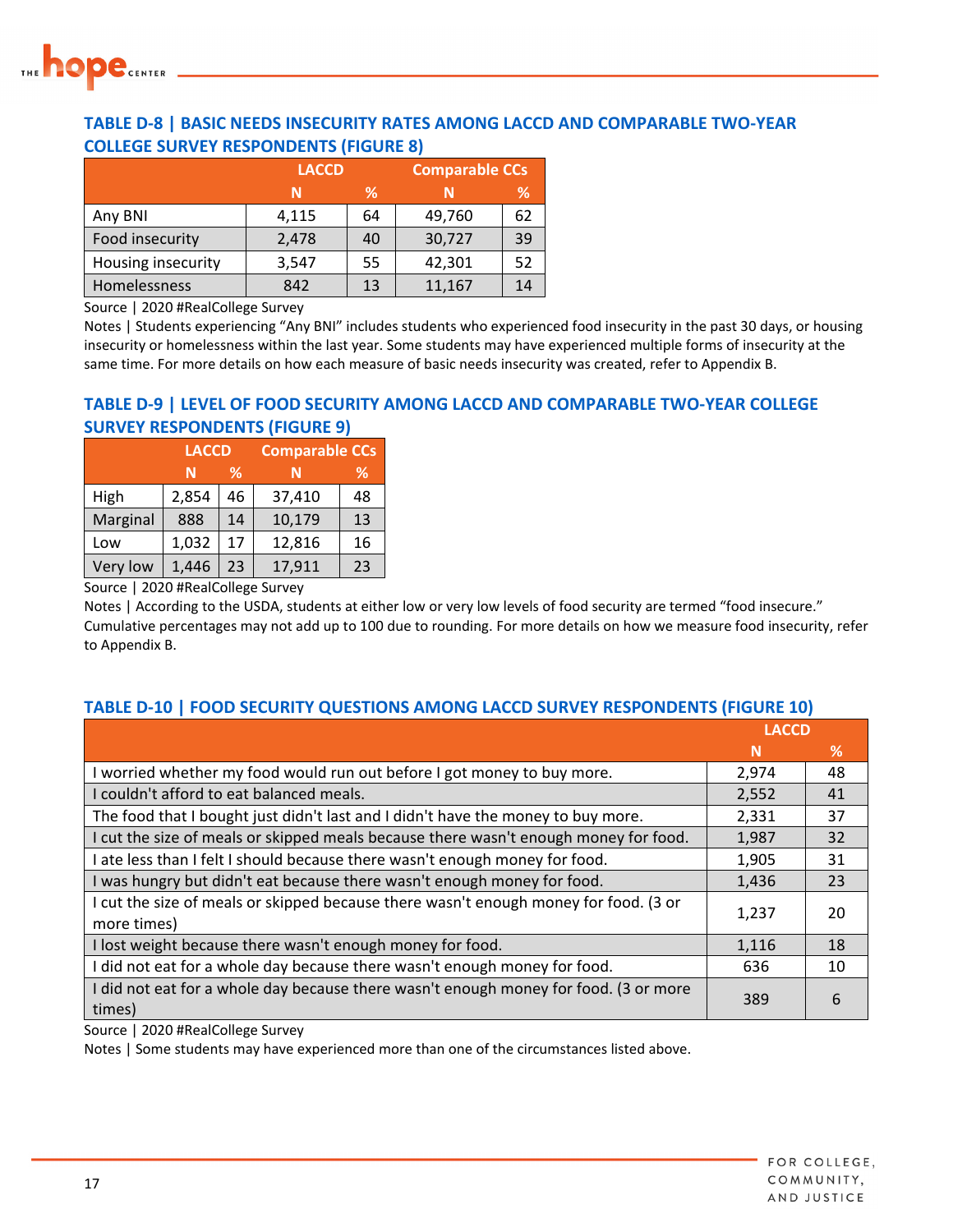### TABLE D-8 | BASIC NEEDS INSECURITY RATES AMONG LACCD AND COMPARABLE TWO-YEAR COLLEGE SURVEY RESPONDENTS (FIGURE 8)

| | LACCD | | Comparable CCs | |
|---|---|---|---|---|
| | N | % | N | % |
| Any BNI | 4,115 | 64 | 49,760 | 62 |
| Food insecurity | 2,478 | 40 | 30,727 | 39 |
| Housing insecurity | 3,547 | 55 | 42,301 | 52 |
| Homelessness | 842 | 13 | 11,167 | 14 |

Source | 2020 #RealCollege Survey

Notes | Students experiencing "Any BNI" includes students who experienced food insecurity in the past 30 days, or housing insecurity or homelessness within the last year. Some students may have experienced multiple forms of insecurity at the same time. For more details on how each measure of basic needs insecurity was created, refer to Appendix B.

### TABLE D-9 | LEVEL OF FOOD SECURITY AMONG LACCD AND COMPARABLE TWO-YEAR COLLEGE SURVEY RESPONDENTS (FIGURE 9)

| | LACCD | | Comparable CCs | |
|---|---|---|---|---|
| | N | % | N | % |
| High | 2,854 | 46 | 37,410 | 48 |
| Marginal | 888 | 14 | 10,179 | 13 |
| Low | 1,032 | 17 | 12,816 | 16 |
| Very low | 1,446 | 23 | 17,911 | 23 |

Source | 2020 #RealCollege Survey

Notes | According to the USDA, students at either low or very low levels of food security are termed "food insecure." Cumulative percentages may not add up to 100 due to rounding. For more details on how we measure food insecurity, refer to Appendix B.

### TABLE D-10 | FOOD SECURITY QUESTIONS AMONG LACCD SURVEY RESPONDENTS (FIGURE 10)

| | LACCD | |
|---|---|---|
| | N | % |
| I worried whether my food would run out before I got money to buy more. | 2,974 | 48 |
| I couldn't afford to eat balanced meals. | 2,552 | 41 |
| The food that I bought just didn't last and I didn't have the money to buy more. | 2,331 | 37 |
| I cut the size of meals or skipped meals because there wasn't enough money for food. | 1,987 | 32 |
| I ate less than I felt I should because there wasn't enough money for food. | 1,905 | 31 |
| I was hungry but didn't eat because there wasn't enough money for food. | 1,436 | 23 |
| I cut the size of meals or skipped because there wasn't enough money for food. (3 or more times) | 1,237 | 20 |
| I lost weight because there wasn't enough money for food. | 1,116 | 18 |
| I did not eat for a whole day because there wasn't enough money for food. | 636 | 10 |
| I did not eat for a whole day because there wasn't enough money for food. (3 or more times) | 389 | 6 |

Source | 2020 #RealCollege Survey

Notes | Some students may have experienced more than one of the circumstances listed above.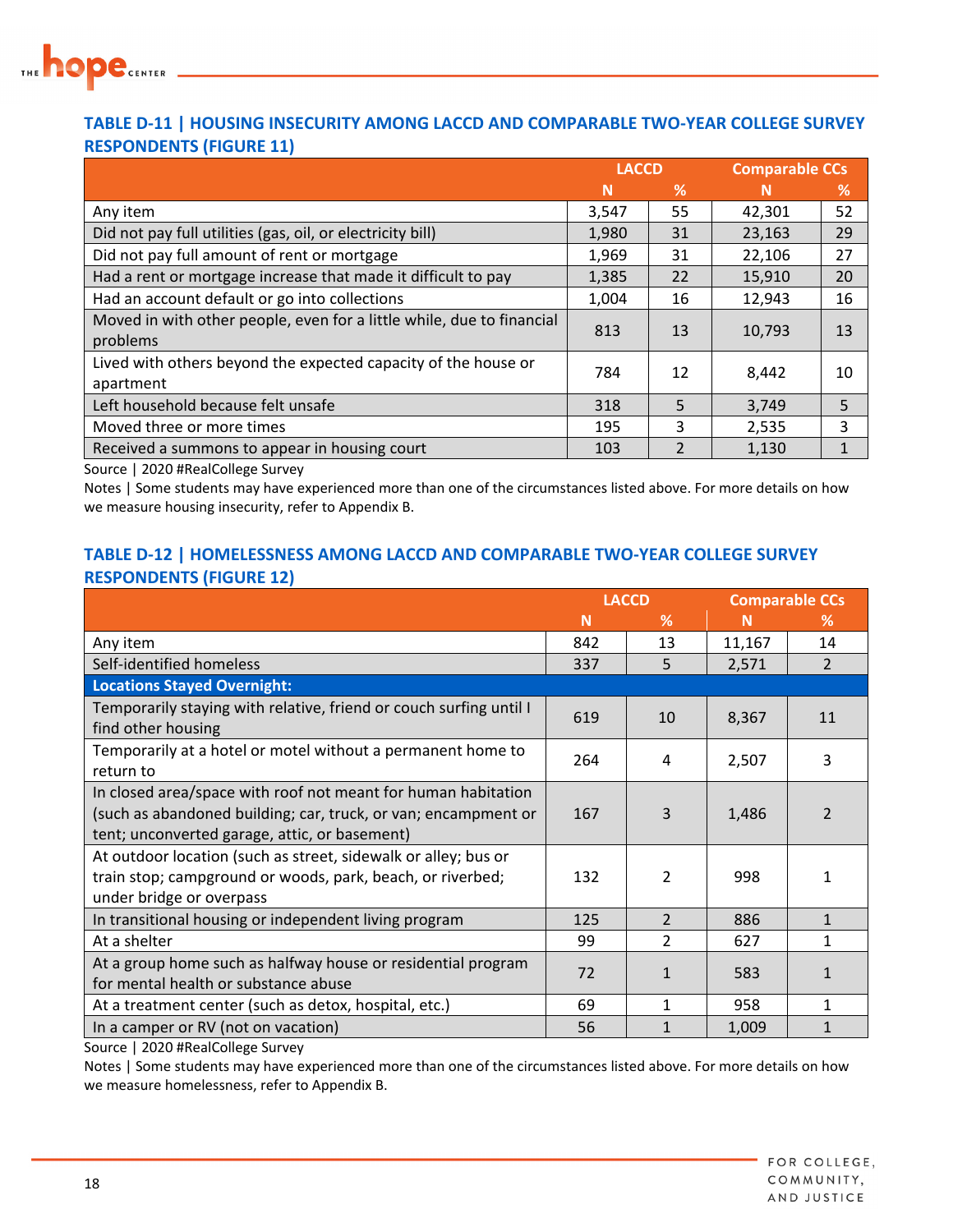### TABLE D-11 | HOUSING INSECURITY AMONG LACCD AND COMPARABLE TWO-YEAR COLLEGE SURVEY RESPONDENTS (FIGURE 11)

| | LACCD | | Comparable CCs | |
|---|---|---|---|---|
| | N | % | N | % |
| Any item | 3,547 | 55 | 42,301 | 52 |
| Did not pay full utilities (gas, oil, or electricity bill) | 1,980 | 31 | 23,163 | 29 |
| Did not pay full amount of rent or mortgage | 1,969 | 31 | 22,106 | 27 |
| Had a rent or mortgage increase that made it difficult to pay | 1,385 | 22 | 15,910 | 20 |
| Had an account default or go into collections | 1,004 | 16 | 12,943 | 16 |
| Moved in with other people, even for a little while, due to financial problems | 813 | 13 | 10,793 | 13 |
| Lived with others beyond the expected capacity of the house or apartment | 784 | 12 | 8,442 | 10 |
| Left household because felt unsafe | 318 | 5 | 3,749 | 5 |
| Moved three or more times | 195 | 3 | 2,535 | 3 |
| Received a summons to appear in housing court | 103 | 2 | 1,130 | 1 |

Source | 2020 #RealCollege Survey

Notes | Some students may have experienced more than one of the circumstances listed above. For more details on how we measure housing insecurity, refer to Appendix B.

### TABLE D-12 | HOMELESSNESS AMONG LACCD AND COMPARABLE TWO-YEAR COLLEGE SURVEY RESPONDENTS (FIGURE 12)

| | LACCD | | Comparable CCs | |
|---|---|---|---|---|
| | N | % | N | % |
| Any item | 842 | 13 | 11,167 | 14 |
| Self-identified homeless | 337 | 5 | 2,571 | 2 |
| **Locations Stayed Overnight:** | | | | |
| Temporarily staying with relative, friend or couch surfing until I find other housing | 619 | 10 | 8,367 | 11 |
| Temporarily at a hotel or motel without a permanent home to return to | 264 | 4 | 2,507 | 3 |
| In closed area/space with roof not meant for human habitation (such as abandoned building; car, truck, or van; encampment or tent; unconverted garage, attic, or basement) | 167 | 3 | 1,486 | 2 |
| At outdoor location (such as street, sidewalk or alley; bus or train stop; campground or woods, park, beach, or riverbed; under bridge or overpass | 132 | 2 | 998 | 1 |
| In transitional housing or independent living program | 125 | 2 | 886 | 1 |
| At a shelter | 99 | 2 | 627 | 1 |
| At a group home such as halfway house or residential program for mental health or substance abuse | 72 | 1 | 583 | 1 |
| At a treatment center (such as detox, hospital, etc.) | 69 | 1 | 958 | 1 |
| In a camper or RV (not on vacation) | 56 | 1 | 1,009 | 1 |

Source | 2020 #RealCollege Survey

Notes | Some students may have experienced more than one of the circumstances listed above. For more details on how we measure homelessness, refer to Appendix B.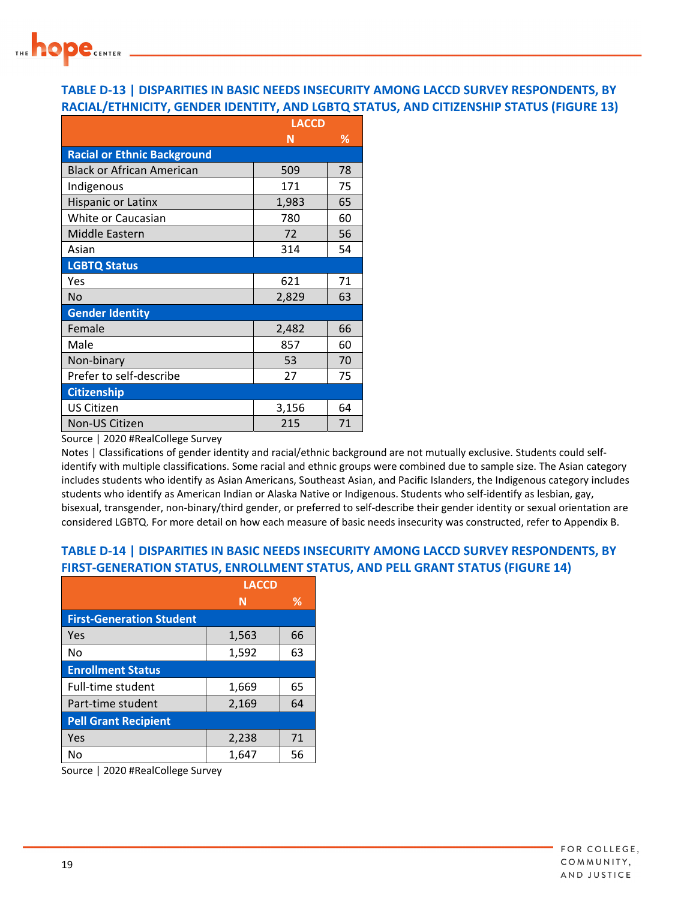### TABLE D-13 | DISPARITIES IN BASIC NEEDS INSECURITY AMONG LACCD SURVEY RESPONDENTS, BY RACIAL/ETHNICITY, GENDER IDENTITY, AND LGBTQ STATUS, AND CITIZENSHIP STATUS (FIGURE 13)

| | LACCD | |
|---|---|---|
| | N | % |
| **Racial or Ethnic Background** | | |
| Black or African American | 509 | 78 |
| Indigenous | 171 | 75 |
| Hispanic or Latinx | 1,983 | 65 |
| White or Caucasian | 780 | 60 |
| Middle Eastern | 72 | 56 |
| Asian | 314 | 54 |
| **LGBTQ Status** | | |
| Yes | 621 | 71 |
| No | 2,829 | 63 |
| **Gender Identity** | | |
| Female | 2,482 | 66 |
| Male | 857 | 60 |
| Non-binary | 53 | 70 |
| Prefer to self-describe | 27 | 75 |
| **Citizenship** | | |
| US Citizen | 3,156 | 64 |
| Non-US Citizen | 215 | 71 |

Source | 2020 #RealCollege Survey

Notes | Classifications of gender identity and racial/ethnic background are not mutually exclusive. Students could self-identify with multiple classifications. Some racial and ethnic groups were combined due to sample size. The Asian category includes students who identify as Asian Americans, Southeast Asian, and Pacific Islanders, the Indigenous category includes students who identify as American Indian or Alaska Native or Indigenous. Students who self-identify as lesbian, gay, bisexual, transgender, non-binary/third gender, or preferred to self-describe their gender identity or sexual orientation are considered LGBTQ. For more detail on how each measure of basic needs insecurity was constructed, refer to Appendix B.

### TABLE D-14 | DISPARITIES IN BASIC NEEDS INSECURITY AMONG LACCD SURVEY RESPONDENTS, BY FIRST-GENERATION STATUS, ENROLLMENT STATUS, AND PELL GRANT STATUS (FIGURE 14)

| | LACCD | |
|---|---|---|
| | N | % |
| **First-Generation Student** | | |
| Yes | 1,563 | 66 |
| No | 1,592 | 63 |
| **Enrollment Status** | | |
| Full-time student | 1,669 | 65 |
| Part-time student | 2,169 | 64 |
| **Pell Grant Recipient** | | |
| Yes | 2,238 | 71 |
| No | 1,647 | 56 |

Source | 2020 #RealCollege Survey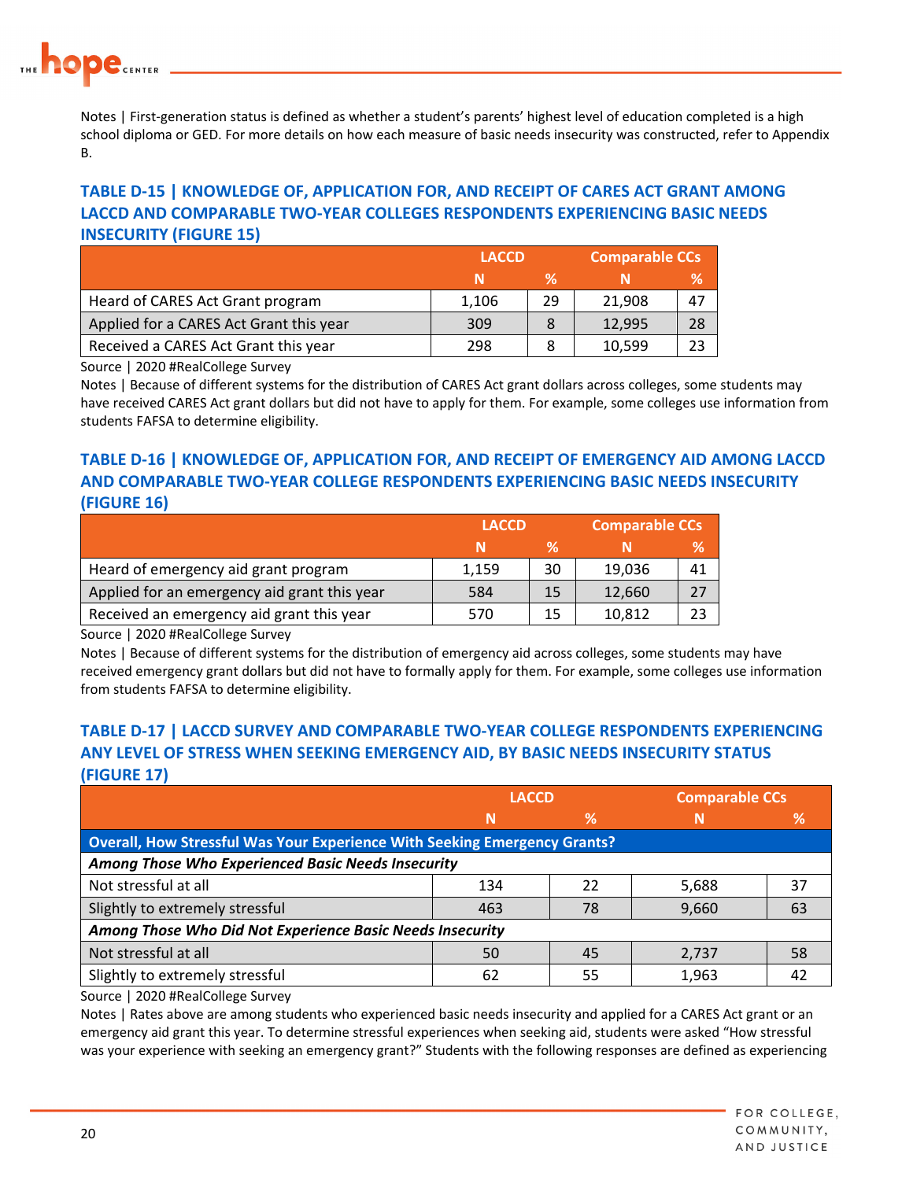Notes | First-generation status is defined as whether a student's parents' highest level of education completed is a high school diploma or GED. For more details on how each measure of basic needs insecurity was constructed, refer to Appendix B.

### TABLE D-15 | KNOWLEDGE OF, APPLICATION FOR, AND RECEIPT OF CARES ACT GRANT AMONG LACCD AND COMPARABLE TWO-YEAR COLLEGES RESPONDENTS EXPERIENCING BASIC NEEDS INSECURITY (FIGURE 15)

| | LACCD | | Comparable CCs | |
|---|---|---|---|---|
| | N | % | N | % |
| Heard of CARES Act Grant program | 1,106 | 29 | 21,908 | 47 |
| Applied for a CARES Act Grant this year | 309 | 8 | 12,995 | 28 |
| Received a CARES Act Grant this year | 298 | 8 | 10,599 | 23 |

Source | 2020 #RealCollege Survey

Notes | Because of different systems for the distribution of CARES Act grant dollars across colleges, some students may have received CARES Act grant dollars but did not have to apply for them. For example, some colleges use information from students FAFSA to determine eligibility.

### TABLE D-16 | KNOWLEDGE OF, APPLICATION FOR, AND RECEIPT OF EMERGENCY AID AMONG LACCD AND COMPARABLE TWO-YEAR COLLEGE RESPONDENTS EXPERIENCING BASIC NEEDS INSECURITY (FIGURE 16)

| | LACCD | | Comparable CCs | |
|---|---|---|---|---|
| | N | % | N | % |
| Heard of emergency aid grant program | 1,159 | 30 | 19,036 | 41 |
| Applied for an emergency aid grant this year | 584 | 15 | 12,660 | 27 |
| Received an emergency aid grant this year | 570 | 15 | 10,812 | 23 |

Source | 2020 #RealCollege Survey

Notes | Because of different systems for the distribution of emergency aid across colleges, some students may have received emergency grant dollars but did not have to formally apply for them. For example, some colleges use information from students FAFSA to determine eligibility.

### TABLE D-17 | LACCD SURVEY AND COMPARABLE TWO-YEAR COLLEGE RESPONDENTS EXPERIENCING ANY LEVEL OF STRESS WHEN SEEKING EMERGENCY AID, BY BASIC NEEDS INSECURITY STATUS (FIGURE 17)

| | LACCD | | Comparable CCs | |
|---|---|---|---|---|
| | N | % | N | % |
| **Overall, How Stressful Was Your Experience With Seeking Emergency Grants?** | | | | |
| ***Among Those Who Experienced Basic Needs Insecurity*** | | | | |
| Not stressful at all | 134 | 22 | 5,688 | 37 |
| Slightly to extremely stressful | 463 | 78 | 9,660 | 63 |
| ***Among Those Who Did Not Experience Basic Needs Insecurity*** | | | | |
| Not stressful at all | 50 | 45 | 2,737 | 58 |
| Slightly to extremely stressful | 62 | 55 | 1,963 | 42 |

Source | 2020 #RealCollege Survey

Notes | Rates above are among students who experienced basic needs insecurity and applied for a CARES Act grant or an emergency aid grant this year. To determine stressful experiences when seeking aid, students were asked "How stressful was your experience with seeking an emergency grant?" Students with the following responses are defined as experiencing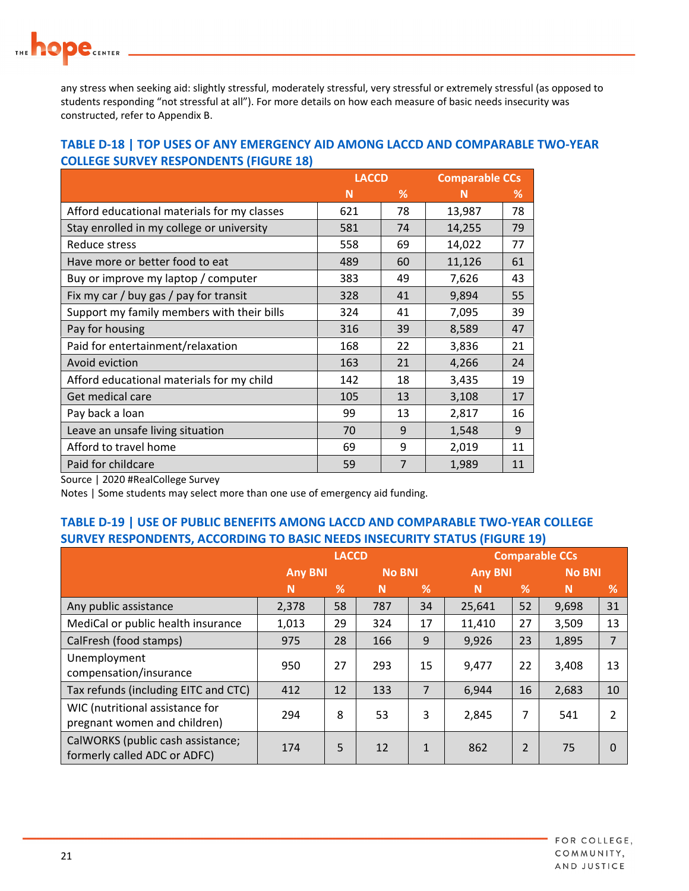any stress when seeking aid: slightly stressful, moderately stressful, very stressful or extremely stressful (as opposed to students responding "not stressful at all"). For more details on how each measure of basic needs insecurity was constructed, refer to Appendix B.

### TABLE D-18 | TOP USES OF ANY EMERGENCY AID AMONG LACCD AND COMPARABLE TWO-YEAR COLLEGE SURVEY RESPONDENTS (FIGURE 18)

| | LACCD | | Comparable CCs | |
|---|---|---|---|---|
| | N | % | N | % |
| Afford educational materials for my classes | 621 | 78 | 13,987 | 78 |
| Stay enrolled in my college or university | 581 | 74 | 14,255 | 79 |
| Reduce stress | 558 | 69 | 14,022 | 77 |
| Have more or better food to eat | 489 | 60 | 11,126 | 61 |
| Buy or improve my laptop / computer | 383 | 49 | 7,626 | 43 |
| Fix my car / buy gas / pay for transit | 328 | 41 | 9,894 | 55 |
| Support my family members with their bills | 324 | 41 | 7,095 | 39 |
| Pay for housing | 316 | 39 | 8,589 | 47 |
| Paid for entertainment/relaxation | 168 | 22 | 3,836 | 21 |
| Avoid eviction | 163 | 21 | 4,266 | 24 |
| Afford educational materials for my child | 142 | 18 | 3,435 | 19 |
| Get medical care | 105 | 13 | 3,108 | 17 |
| Pay back a loan | 99 | 13 | 2,817 | 16 |
| Leave an unsafe living situation | 70 | 9 | 1,548 | 9 |
| Afford to travel home | 69 | 9 | 2,019 | 11 |
| Paid for childcare | 59 | 7 | 1,989 | 11 |

Source | 2020 #RealCollege Survey
Notes | Some students may select more than one use of emergency aid funding.

### TABLE D-19 | USE OF PUBLIC BENEFITS AMONG LACCD AND COMPARABLE TWO-YEAR COLLEGE SURVEY RESPONDENTS, ACCORDING TO BASIC NEEDS INSECURITY STATUS (FIGURE 19)

| | LACCD | | | | Comparable CCs | | | |
|---|---|---|---|---|---|---|---|---|
| | Any BNI | | No BNI | | Any BNI | | No BNI | |
| | N | % | N | % | N | % | N | % |
| Any public assistance | 2,378 | 58 | 787 | 34 | 25,641 | 52 | 9,698 | 31 |
| MediCal or public health insurance | 1,013 | 29 | 324 | 17 | 11,410 | 27 | 3,509 | 13 |
| CalFresh (food stamps) | 975 | 28 | 166 | 9 | 9,926 | 23 | 1,895 | 7 |
| Unemployment compensation/insurance | 950 | 27 | 293 | 15 | 9,477 | 22 | 3,408 | 13 |
| Tax refunds (including EITC and CTC) | 412 | 12 | 133 | 7 | 6,944 | 16 | 2,683 | 10 |
| WIC (nutritional assistance for pregnant women and children) | 294 | 8 | 53 | 3 | 2,845 | 7 | 541 | 2 |
| CalWORKS (public cash assistance; formerly called ADC or ADFC) | 174 | 5 | 12 | 1 | 862 | 2 | 75 | 0 |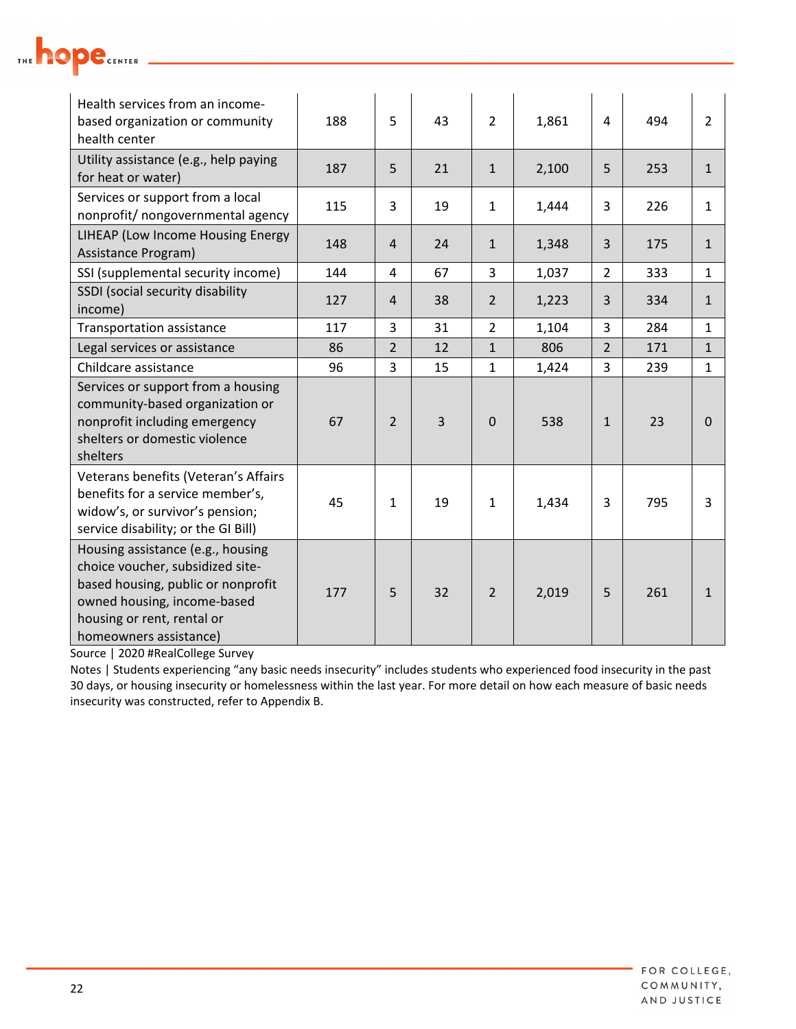| | | | | | | | | |
|---|---|---|---|---|---|---|---|---|
| Health services from an income-based organization or community health center | 188 | 5 | 43 | 2 | 1,861 | 4 | 494 | 2 |
| Utility assistance (e.g., help paying for heat or water) | 187 | 5 | 21 | 1 | 2,100 | 5 | 253 | 1 |
| Services or support from a local nonprofit/ nongovernmental agency | 115 | 3 | 19 | 1 | 1,444 | 3 | 226 | 1 |
| LIHEAP (Low Income Housing Energy Assistance Program) | 148 | 4 | 24 | 1 | 1,348 | 3 | 175 | 1 |
| SSI (supplemental security income) | 144 | 4 | 67 | 3 | 1,037 | 2 | 333 | 1 |
| SSDI (social security disability income) | 127 | 4 | 38 | 2 | 1,223 | 3 | 334 | 1 |
| Transportation assistance | 117 | 3 | 31 | 2 | 1,104 | 3 | 284 | 1 |
| Legal services or assistance | 86 | 2 | 12 | 1 | 806 | 2 | 171 | 1 |
| Childcare assistance | 96 | 3 | 15 | 1 | 1,424 | 3 | 239 | 1 |
| Services or support from a housing community-based organization or nonprofit including emergency shelters or domestic violence shelters | 67 | 2 | 3 | 0 | 538 | 1 | 23 | 0 |
| Veterans benefits (Veteran's Affairs benefits for a service member's, widow's, or survivor's pension; service disability; or the GI Bill) | 45 | 1 | 19 | 1 | 1,434 | 3 | 795 | 3 |
| Housing assistance (e.g., housing choice voucher, subsidized site-based housing, public or nonprofit owned housing, income-based housing or rent, rental or homeowners assistance) | 177 | 5 | 32 | 2 | 2,019 | 5 | 261 | 1 |

Source | 2020 #RealCollege Survey

Notes | Students experiencing "any basic needs insecurity" includes students who experienced food insecurity in the past 30 days, or housing insecurity or homelessness within the last year. For more detail on how each measure of basic needs insecurity was constructed, refer to Appendix B.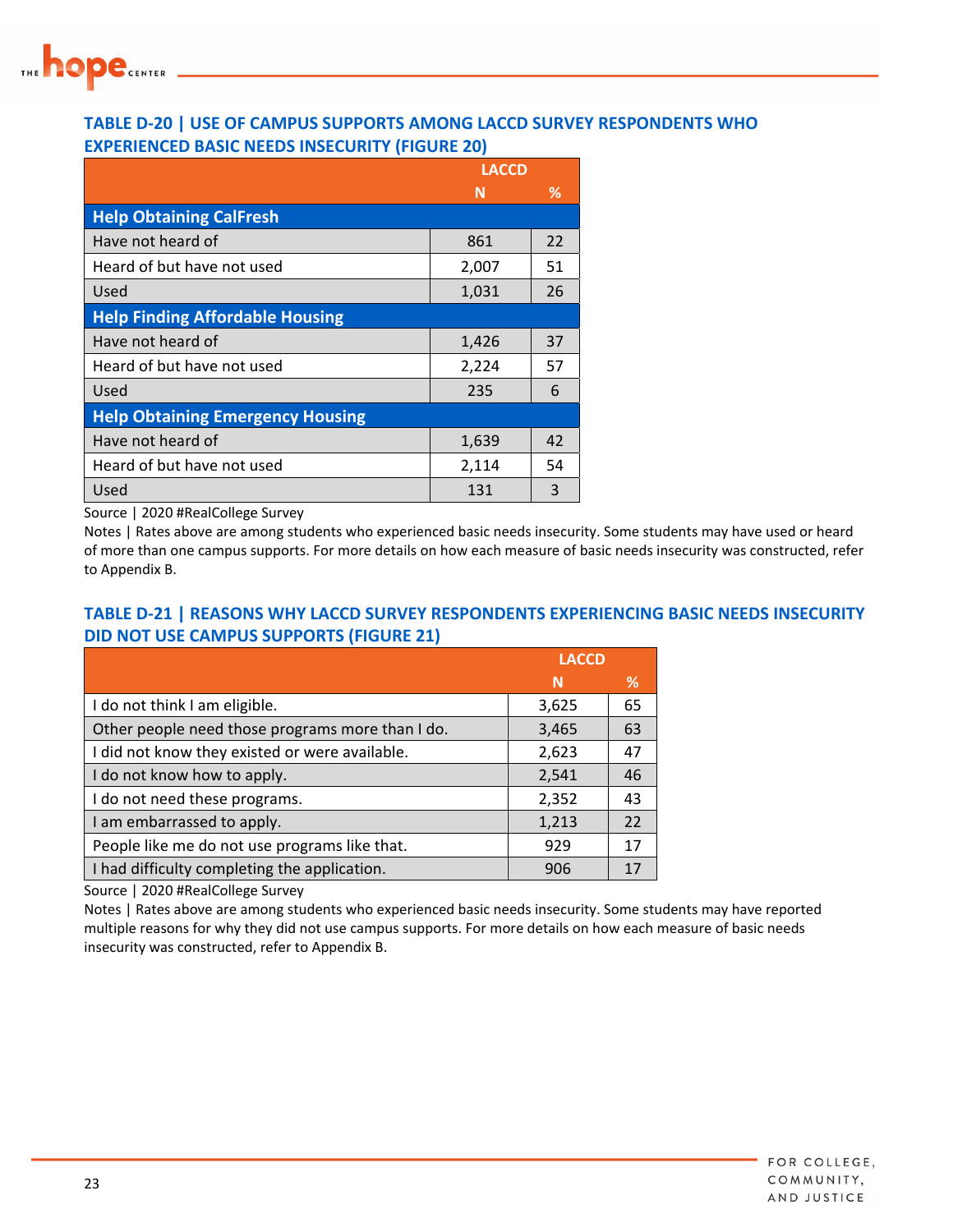### TABLE D-20 | USE OF CAMPUS SUPPORTS AMONG LACCD SURVEY RESPONDENTS WHO EXPERIENCED BASIC NEEDS INSECURITY (FIGURE 20)

| | LACCD | |
|---|---|---|
| | N | % |
| **Help Obtaining CalFresh** | | |
| Have not heard of | 861 | 22 |
| Heard of but have not used | 2,007 | 51 |
| Used | 1,031 | 26 |
| **Help Finding Affordable Housing** | | |
| Have not heard of | 1,426 | 37 |
| Heard of but have not used | 2,224 | 57 |
| Used | 235 | 6 |
| **Help Obtaining Emergency Housing** | | |
| Have not heard of | 1,639 | 42 |
| Heard of but have not used | 2,114 | 54 |
| Used | 131 | 3 |

Source | 2020 #RealCollege Survey

Notes | Rates above are among students who experienced basic needs insecurity. Some students may have used or heard of more than one campus supports. For more details on how each measure of basic needs insecurity was constructed, refer to Appendix B.

### TABLE D-21 | REASONS WHY LACCD SURVEY RESPONDENTS EXPERIENCING BASIC NEEDS INSECURITY DID NOT USE CAMPUS SUPPORTS (FIGURE 21)

| | LACCD | |
|---|---|---|
| | N | % |
| I do not think I am eligible. | 3,625 | 65 |
| Other people need those programs more than I do. | 3,465 | 63 |
| I did not know they existed or were available. | 2,623 | 47 |
| I do not know how to apply. | 2,541 | 46 |
| I do not need these programs. | 2,352 | 43 |
| I am embarrassed to apply. | 1,213 | 22 |
| People like me do not use programs like that. | 929 | 17 |
| I had difficulty completing the application. | 906 | 17 |

Source | 2020 #RealCollege Survey

Notes | Rates above are among students who experienced basic needs insecurity. Some students may have reported multiple reasons for why they did not use campus supports. For more details on how each measure of basic needs insecurity was constructed, refer to Appendix B.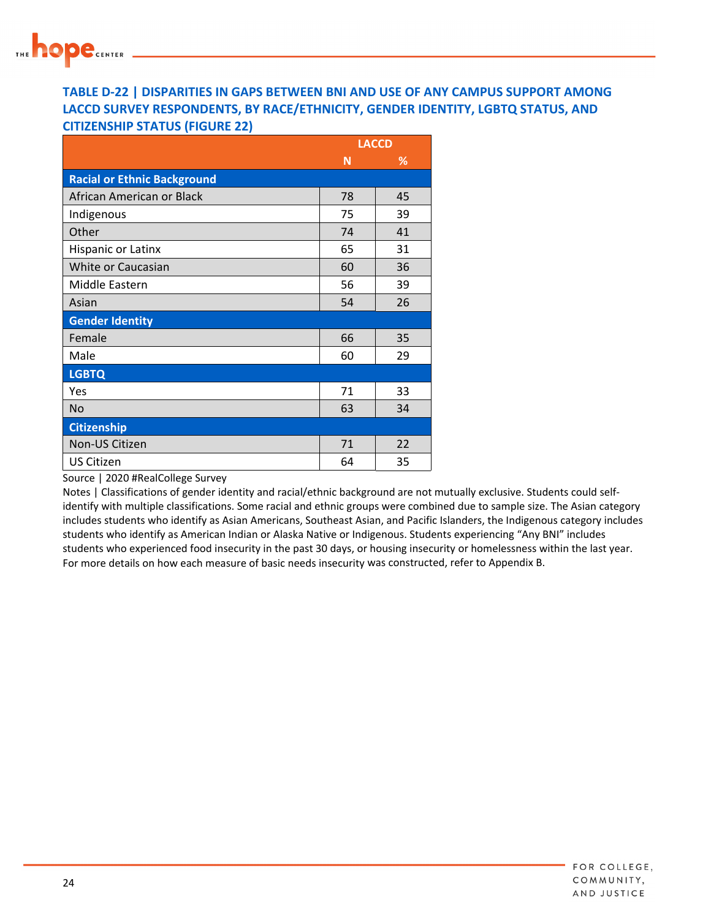### TABLE D-22 | DISPARITIES IN GAPS BETWEEN BNI AND USE OF ANY CAMPUS SUPPORT AMONG LACCD SURVEY RESPONDENTS, BY RACE/ETHNICITY, GENDER IDENTITY, LGBTQ STATUS, AND CITIZENSHIP STATUS (FIGURE 22)

| | LACCD | |
|---|---|---|
| | N | % |
| **Racial or Ethnic Background** | | |
| African American or Black | 78 | 45 |
| Indigenous | 75 | 39 |
| Other | 74 | 41 |
| Hispanic or Latinx | 65 | 31 |
| White or Caucasian | 60 | 36 |
| Middle Eastern | 56 | 39 |
| Asian | 54 | 26 |
| **Gender Identity** | | |
| Female | 66 | 35 |
| Male | 60 | 29 |
| **LGBTQ** | | |
| Yes | 71 | 33 |
| No | 63 | 34 |
| **Citizenship** | | |
| Non-US Citizen | 71 | 22 |
| US Citizen | 64 | 35 |

Source | 2020 #RealCollege Survey

Notes | Classifications of gender identity and racial/ethnic background are not mutually exclusive. Students could self-identify with multiple classifications. Some racial and ethnic groups were combined due to sample size. The Asian category includes students who identify as Asian Americans, Southeast Asian, and Pacific Islanders, the Indigenous category includes students who identify as American Indian or Alaska Native or Indigenous. Students experiencing "Any BNI" includes students who experienced food insecurity in the past 30 days, or housing insecurity or homelessness within the last year. For more details on how each measure of basic needs insecurity was constructed, refer to Appendix B.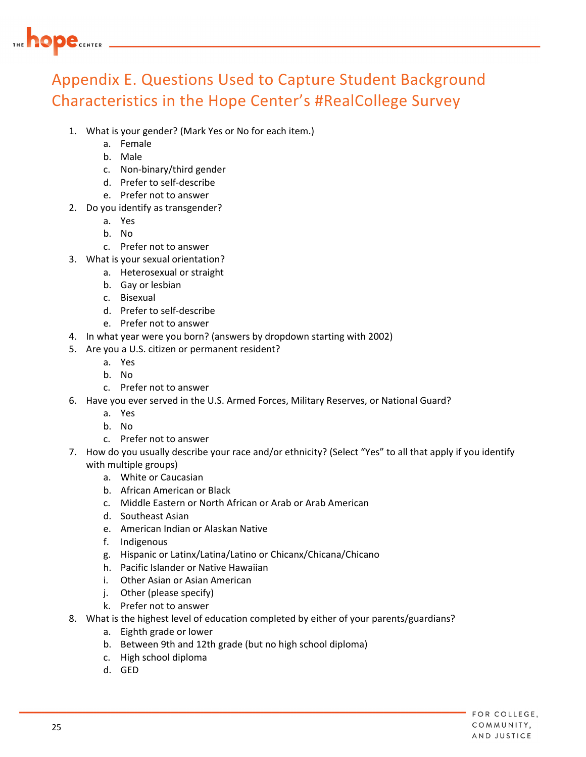# Appendix E. Questions Used to Capture Student Background Characteristics in the Hope Center's #RealCollege Survey

1. What is your gender? (Mark Yes or No for each item.)
   a. Female
   b. Male
   c. Non-binary/third gender
   d. Prefer to self-describe
   e. Prefer not to answer
2. Do you identify as transgender?
   a. Yes
   b. No
   c. Prefer not to answer
3. What is your sexual orientation?
   a. Heterosexual or straight
   b. Gay or lesbian
   c. Bisexual
   d. Prefer to self-describe
   e. Prefer not to answer
4. In what year were you born? (answers by dropdown starting with 2002)
5. Are you a U.S. citizen or permanent resident?
   a. Yes
   b. No
   c. Prefer not to answer
6. Have you ever served in the U.S. Armed Forces, Military Reserves, or National Guard?
   a. Yes
   b. No
   c. Prefer not to answer
7. How do you usually describe your race and/or ethnicity? (Select "Yes" to all that apply if you identify with multiple groups)
   a. White or Caucasian
   b. African American or Black
   c. Middle Eastern or North African or Arab or Arab American
   d. Southeast Asian
   e. American Indian or Alaskan Native
   f. Indigenous
   g. Hispanic or Latinx/Latina/Latino or Chicanx/Chicana/Chicano
   h. Pacific Islander or Native Hawaiian
   i. Other Asian or Asian American
   j. Other (please specify)
   k. Prefer not to answer
8. What is the highest level of education completed by either of your parents/guardians?
   a. Eighth grade or lower
   b. Between 9th and 12th grade (but no high school diploma)
   c. High school diploma
   d. GED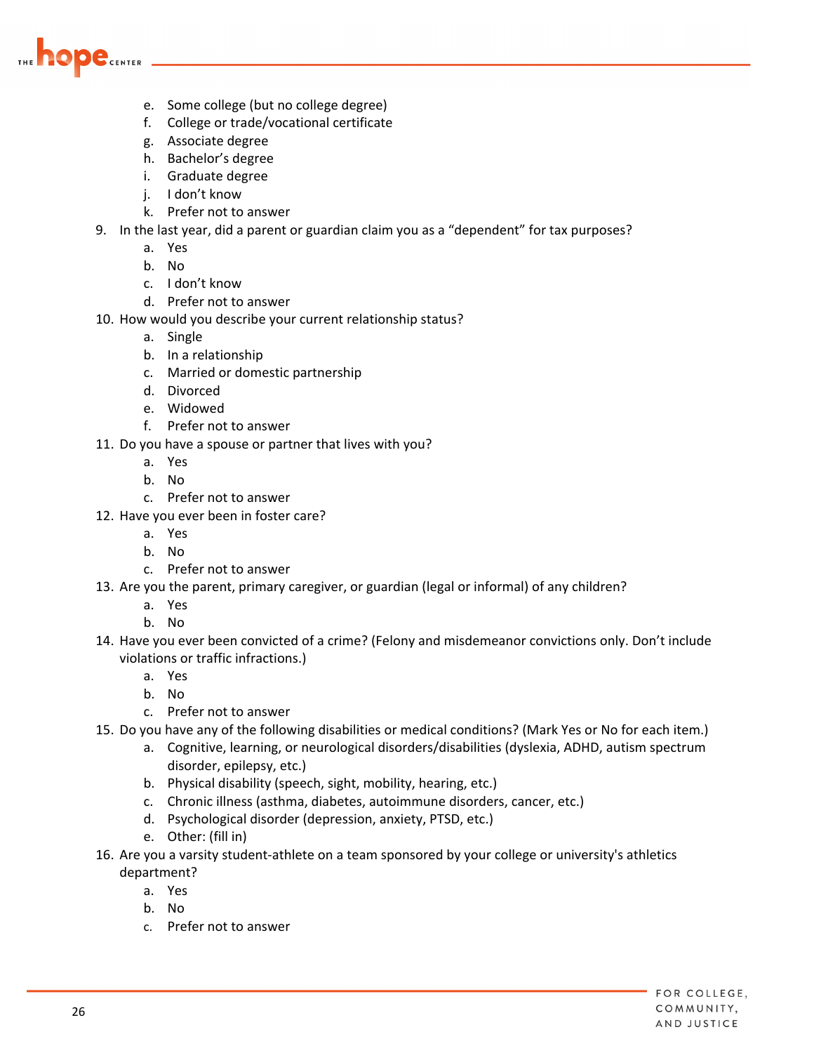e. Some college (but no college degree)
   f. College or trade/vocational certificate
   g. Associate degree
   h. Bachelor's degree
   i. Graduate degree
   j. I don't know
   k. Prefer not to answer

9. In the last year, did a parent or guardian claim you as a "dependent" for tax purposes?
   a. Yes
   b. No
   c. I don't know
   d. Prefer not to answer
10. How would you describe your current relationship status?
    a. Single
    b. In a relationship
    c. Married or domestic partnership
    d. Divorced
    e. Widowed
    f. Prefer not to answer
11. Do you have a spouse or partner that lives with you?
    a. Yes
    b. No
    c. Prefer not to answer
12. Have you ever been in foster care?
    a. Yes
    b. No
    c. Prefer not to answer
13. Are you the parent, primary caregiver, or guardian (legal or informal) of any children?
    a. Yes
    b. No
14. Have you ever been convicted of a crime? (Felony and misdemeanor convictions only. Don't include violations or traffic infractions.)
    a. Yes
    b. No
    c. Prefer not to answer
15. Do you have any of the following disabilities or medical conditions? (Mark Yes or No for each item.)
    a. Cognitive, learning, or neurological disorders/disabilities (dyslexia, ADHD, autism spectrum disorder, epilepsy, etc.)
    b. Physical disability (speech, sight, mobility, hearing, etc.)
    c. Chronic illness (asthma, diabetes, autoimmune disorders, cancer, etc.)
    d. Psychological disorder (depression, anxiety, PTSD, etc.)
    e. Other: (fill in)
16. Are you a varsity student-athlete on a team sponsored by your college or university's athletics department?
    a. Yes
    b. No
    c. Prefer not to answer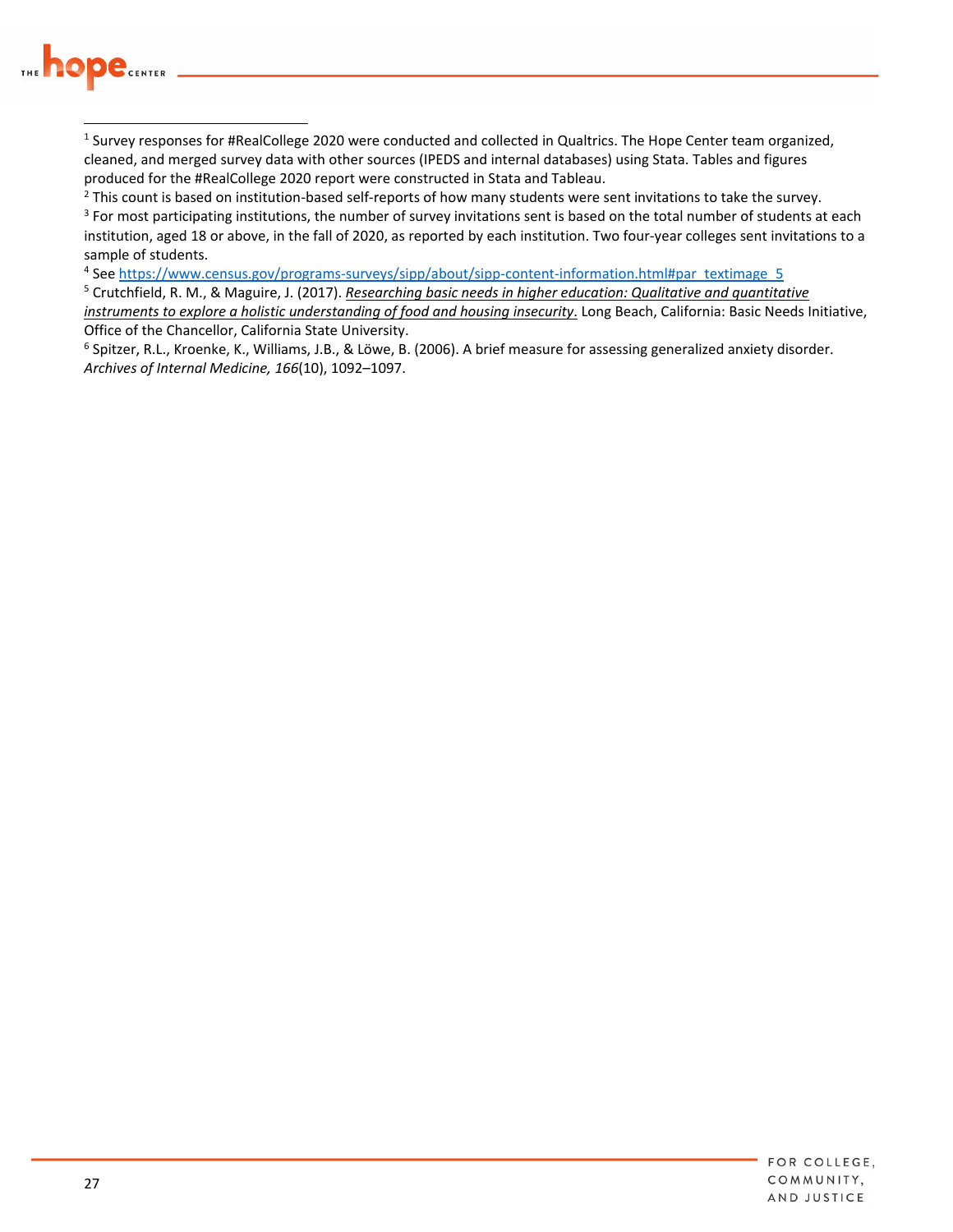[1] Survey responses for #RealCollege 2020 were conducted and collected in Qualtrics. The Hope Center team organized, cleaned, and merged survey data with other sources (IPEDS and internal databases) using Stata. Tables and figures produced for the #RealCollege 2020 report were constructed in Stata and Tableau.

[2] This count is based on institution-based self-reports of how many students were sent invitations to take the survey.

[3] For most participating institutions, the number of survey invitations sent is based on the total number of students at each institution, aged 18 or above, in the fall of 2020, as reported by each institution. Two four-year colleges sent invitations to a sample of students.

[4] See https://www.census.gov/programs-surveys/sipp/about/sipp-content-information.html#par_textimage_5

[5] Crutchfield, R. M., & Maguire, J. (2017). *Researching basic needs in higher education: Qualitative and quantitative instruments to explore a holistic understanding of food and housing insecurity*. Long Beach, California: Basic Needs Initiative, Office of the Chancellor, California State University.

[6] Spitzer, R.L., Kroenke, K., Williams, J.B., & Löwe, B. (2006). A brief measure for assessing generalized anxiety disorder. *Archives of Internal Medicine, 166*(10), 1092–1097.